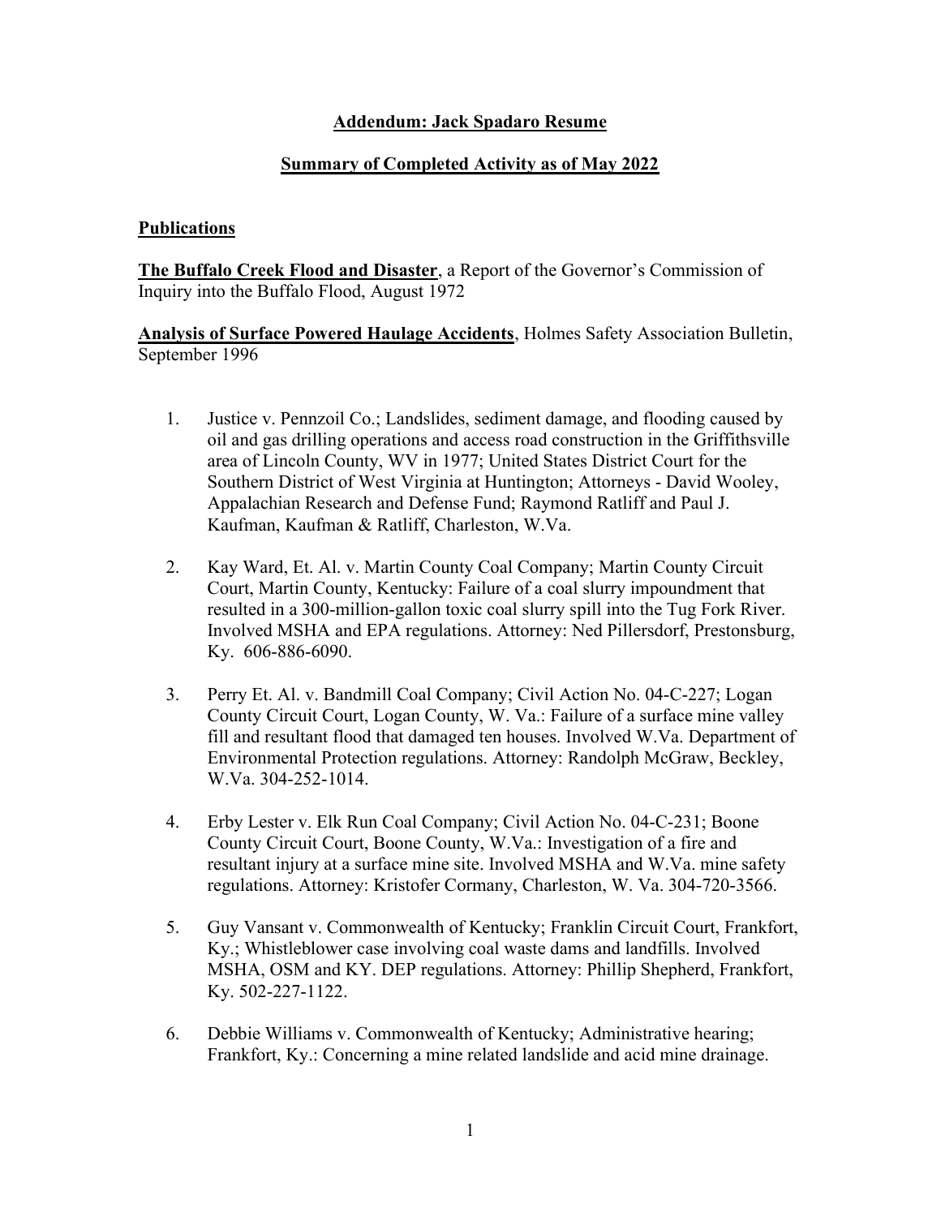# Addendum: Jack Spadaro Resume

## Summary of Completed Activity as of May 2022

### Publications

**The Buffalo Creek Flood and Disaster**, a Report of the Governor's Commission of Inquiry into the Buffalo Flood, August 1972

**Analysis of Surface Powered Haulage Accidents**, Holmes Safety Association Bulletin, September 1996

1. Justice v. Pennzoil Co.; Landslides, sediment damage, and flooding caused by oil and gas drilling operations and access road construction in the Griffithsville area of Lincoln County, WV in 1977; United States District Court for the Southern District of West Virginia at Huntington; Attorneys - David Wooley, Appalachian Research and Defense Fund; Raymond Ratliff and Paul J. Kaufman, Kaufman & Ratliff, Charleston, W.Va.

2. Kay Ward, Et. Al. v. Martin County Coal Company; Martin County Circuit Court, Martin County, Kentucky: Failure of a coal slurry impoundment that resulted in a 300-million-gallon toxic coal slurry spill into the Tug Fork River. Involved MSHA and EPA regulations. Attorney: Ned Pillersdorf, Prestonsburg, Ky. 606-886-6090.

3. Perry Et. Al. v. Bandmill Coal Company; Civil Action No. 04-C-227; Logan County Circuit Court, Logan County, W. Va.: Failure of a surface mine valley fill and resultant flood that damaged ten houses. Involved W.Va. Department of Environmental Protection regulations. Attorney: Randolph McGraw, Beckley, W.Va. 304-252-1014.

4. Erby Lester v. Elk Run Coal Company; Civil Action No. 04-C-231; Boone County Circuit Court, Boone County, W.Va.: Investigation of a fire and resultant injury at a surface mine site. Involved MSHA and W.Va. mine safety regulations. Attorney: Kristofer Cormany, Charleston, W. Va. 304-720-3566.

5. Guy Vansant v. Commonwealth of Kentucky; Franklin Circuit Court, Frankfort, Ky.; Whistleblower case involving coal waste dams and landfills. Involved MSHA, OSM and KY. DEP regulations. Attorney: Phillip Shepherd, Frankfort, Ky. 502-227-1122.

6. Debbie Williams v. Commonwealth of Kentucky; Administrative hearing; Frankfort, Ky.: Concerning a mine related landslide and acid mine drainage.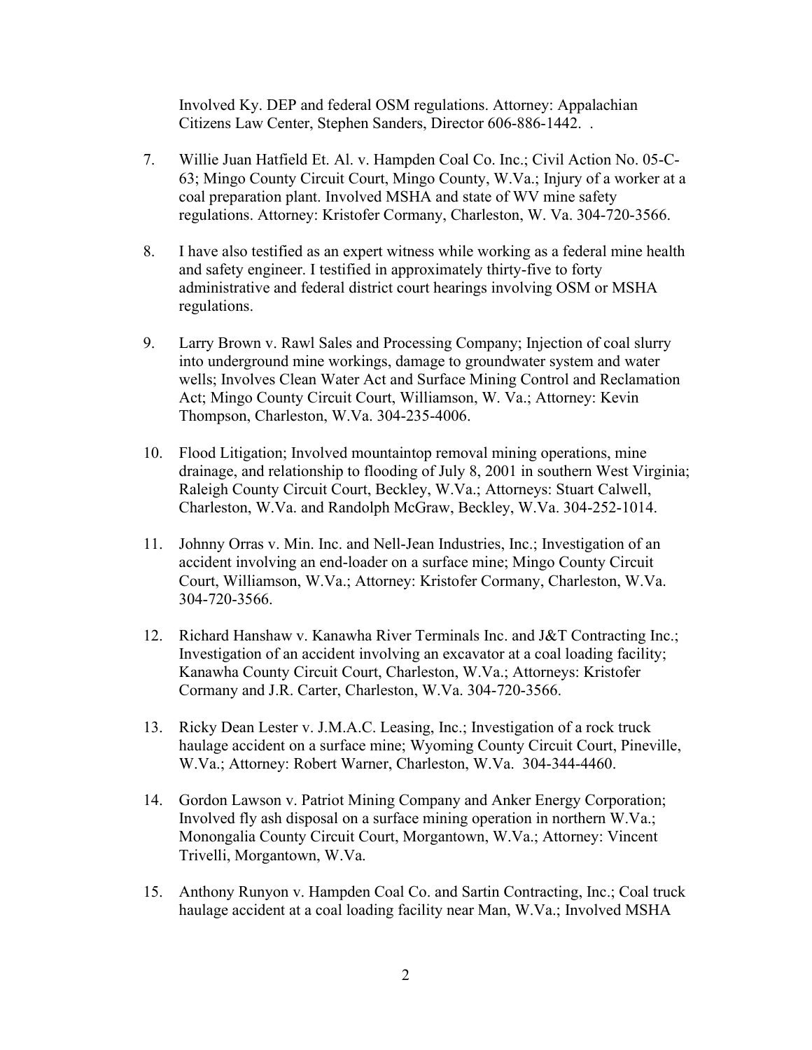Involved Ky. DEP and federal OSM regulations. Attorney: Appalachian Citizens Law Center, Stephen Sanders, Director 606-886-1442. .

7. Willie Juan Hatfield Et. Al. v. Hampden Coal Co. Inc.; Civil Action No. 05-C-63; Mingo County Circuit Court, Mingo County, W.Va.; Injury of a worker at a coal preparation plant. Involved MSHA and state of WV mine safety regulations. Attorney: Kristofer Cormany, Charleston, W. Va. 304-720-3566.

8. I have also testified as an expert witness while working as a federal mine health and safety engineer. I testified in approximately thirty-five to forty administrative and federal district court hearings involving OSM or MSHA regulations.

9. Larry Brown v. Rawl Sales and Processing Company; Injection of coal slurry into underground mine workings, damage to groundwater system and water wells; Involves Clean Water Act and Surface Mining Control and Reclamation Act; Mingo County Circuit Court, Williamson, W. Va.; Attorney: Kevin Thompson, Charleston, W.Va. 304-235-4006.

10. Flood Litigation; Involved mountaintop removal mining operations, mine drainage, and relationship to flooding of July 8, 2001 in southern West Virginia; Raleigh County Circuit Court, Beckley, W.Va.; Attorneys: Stuart Calwell, Charleston, W.Va. and Randolph McGraw, Beckley, W.Va. 304-252-1014.

11. Johnny Orras v. Min. Inc. and Nell-Jean Industries, Inc.; Investigation of an accident involving an end-loader on a surface mine; Mingo County Circuit Court, Williamson, W.Va.; Attorney: Kristofer Cormany, Charleston, W.Va. 304-720-3566.

12. Richard Hanshaw v. Kanawha River Terminals Inc. and J&T Contracting Inc.; Investigation of an accident involving an excavator at a coal loading facility; Kanawha County Circuit Court, Charleston, W.Va.; Attorneys: Kristofer Cormany and J.R. Carter, Charleston, W.Va. 304-720-3566.

13. Ricky Dean Lester v. J.M.A.C. Leasing, Inc.; Investigation of a rock truck haulage accident on a surface mine; Wyoming County Circuit Court, Pineville, W.Va.; Attorney: Robert Warner, Charleston, W.Va. 304-344-4460.

14. Gordon Lawson v. Patriot Mining Company and Anker Energy Corporation; Involved fly ash disposal on a surface mining operation in northern W.Va.; Monongalia County Circuit Court, Morgantown, W.Va.; Attorney: Vincent Trivelli, Morgantown, W.Va.

15. Anthony Runyon v. Hampden Coal Co. and Sartin Contracting, Inc.; Coal truck haulage accident at a coal loading facility near Man, W.Va.; Involved MSHA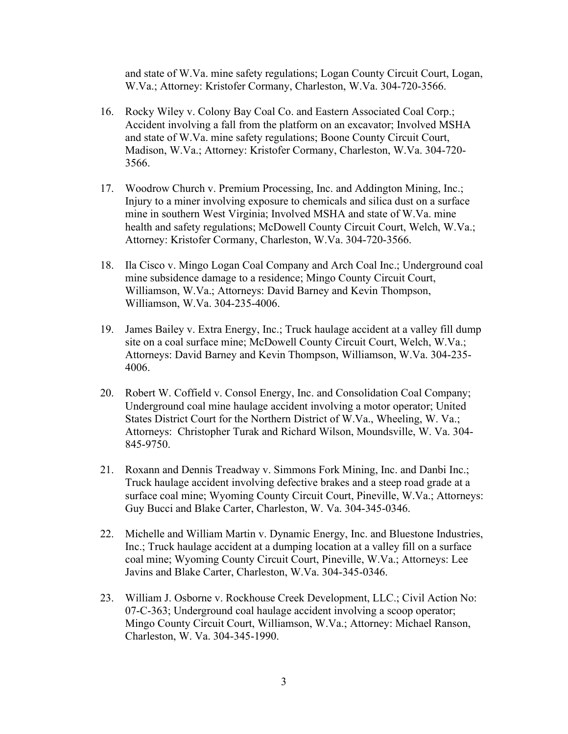and state of W.Va. mine safety regulations; Logan County Circuit Court, Logan, W.Va.; Attorney: Kristofer Cormany, Charleston, W.Va. 304-720-3566.

16. Rocky Wiley v. Colony Bay Coal Co. and Eastern Associated Coal Corp.; Accident involving a fall from the platform on an excavator; Involved MSHA and state of W.Va. mine safety regulations; Boone County Circuit Court, Madison, W.Va.; Attorney: Kristofer Cormany, Charleston, W.Va. 304-720-3566.

17. Woodrow Church v. Premium Processing, Inc. and Addington Mining, Inc.; Injury to a miner involving exposure to chemicals and silica dust on a surface mine in southern West Virginia; Involved MSHA and state of W.Va. mine health and safety regulations; McDowell County Circuit Court, Welch, W.Va.; Attorney: Kristofer Cormany, Charleston, W.Va. 304-720-3566.

18. Ila Cisco v. Mingo Logan Coal Company and Arch Coal Inc.; Underground coal mine subsidence damage to a residence; Mingo County Circuit Court, Williamson, W.Va.; Attorneys: David Barney and Kevin Thompson, Williamson, W.Va. 304-235-4006.

19. James Bailey v. Extra Energy, Inc.; Truck haulage accident at a valley fill dump site on a coal surface mine; McDowell County Circuit Court, Welch, W.Va.; Attorneys: David Barney and Kevin Thompson, Williamson, W.Va. 304-235-4006.

20. Robert W. Coffield v. Consol Energy, Inc. and Consolidation Coal Company; Underground coal mine haulage accident involving a motor operator; United States District Court for the Northern District of W.Va., Wheeling, W. Va.; Attorneys: Christopher Turak and Richard Wilson, Moundsville, W. Va. 304-845-9750.

21. Roxann and Dennis Treadway v. Simmons Fork Mining, Inc. and Danbi Inc.; Truck haulage accident involving defective brakes and a steep road grade at a surface coal mine; Wyoming County Circuit Court, Pineville, W.Va.; Attorneys: Guy Bucci and Blake Carter, Charleston, W. Va. 304-345-0346.

22. Michelle and William Martin v. Dynamic Energy, Inc. and Bluestone Industries, Inc.; Truck haulage accident at a dumping location at a valley fill on a surface coal mine; Wyoming County Circuit Court, Pineville, W.Va.; Attorneys: Lee Javins and Blake Carter, Charleston, W.Va. 304-345-0346.

23. William J. Osborne v. Rockhouse Creek Development, LLC.; Civil Action No: 07-C-363; Underground coal haulage accident involving a scoop operator; Mingo County Circuit Court, Williamson, W.Va.; Attorney: Michael Ranson, Charleston, W. Va. 304-345-1990.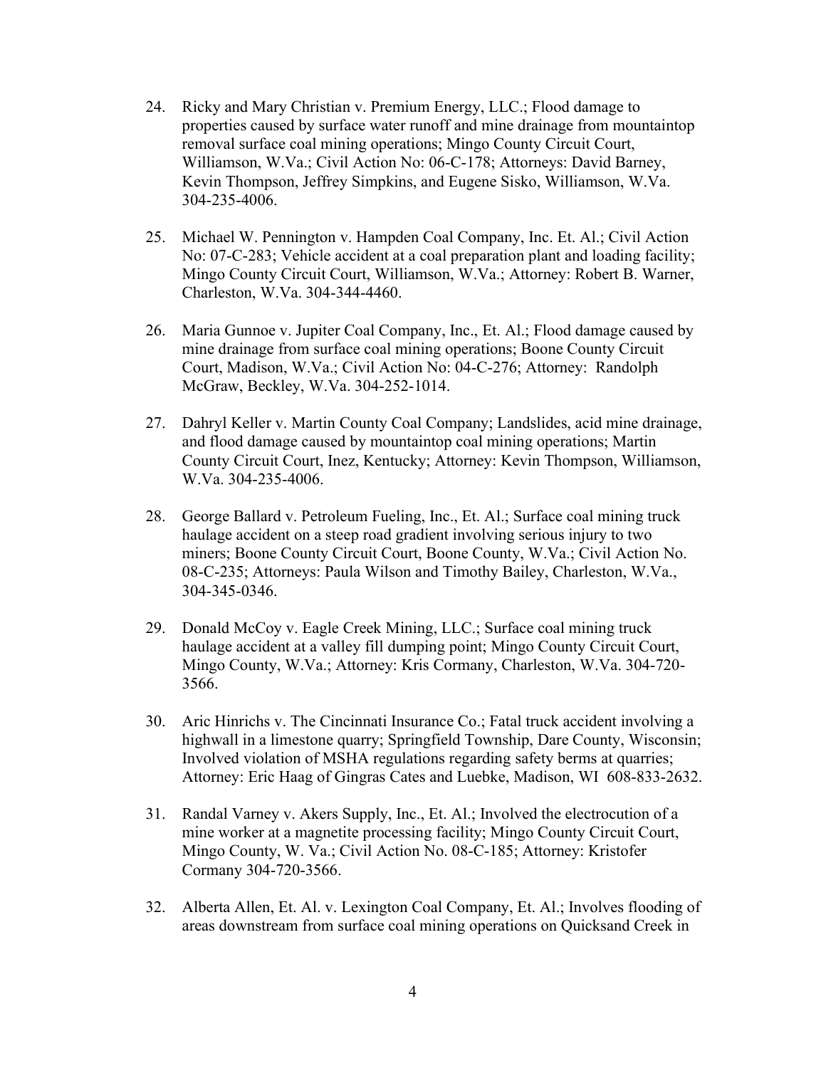24. Ricky and Mary Christian v. Premium Energy, LLC.; Flood damage to properties caused by surface water runoff and mine drainage from mountaintop removal surface coal mining operations; Mingo County Circuit Court, Williamson, W.Va.; Civil Action No: 06-C-178; Attorneys: David Barney, Kevin Thompson, Jeffrey Simpkins, and Eugene Sisko, Williamson, W.Va. 304-235-4006.

25. Michael W. Pennington v. Hampden Coal Company, Inc. Et. Al.; Civil Action No: 07-C-283; Vehicle accident at a coal preparation plant and loading facility; Mingo County Circuit Court, Williamson, W.Va.; Attorney: Robert B. Warner, Charleston, W.Va. 304-344-4460.

26. Maria Gunnoe v. Jupiter Coal Company, Inc., Et. Al.; Flood damage caused by mine drainage from surface coal mining operations; Boone County Circuit Court, Madison, W.Va.; Civil Action No: 04-C-276; Attorney: Randolph McGraw, Beckley, W.Va. 304-252-1014.

27. Dahryl Keller v. Martin County Coal Company; Landslides, acid mine drainage, and flood damage caused by mountaintop coal mining operations; Martin County Circuit Court, Inez, Kentucky; Attorney: Kevin Thompson, Williamson, W.Va. 304-235-4006.

28. George Ballard v. Petroleum Fueling, Inc., Et. Al.; Surface coal mining truck haulage accident on a steep road gradient involving serious injury to two miners; Boone County Circuit Court, Boone County, W.Va.; Civil Action No. 08-C-235; Attorneys: Paula Wilson and Timothy Bailey, Charleston, W.Va., 304-345-0346.

29. Donald McCoy v. Eagle Creek Mining, LLC.; Surface coal mining truck haulage accident at a valley fill dumping point; Mingo County Circuit Court, Mingo County, W.Va.; Attorney: Kris Cormany, Charleston, W.Va. 304-720-3566.

30. Aric Hinrichs v. The Cincinnati Insurance Co.; Fatal truck accident involving a highwall in a limestone quarry; Springfield Township, Dare County, Wisconsin; Involved violation of MSHA regulations regarding safety berms at quarries; Attorney: Eric Haag of Gingras Cates and Luebke, Madison, WI 608-833-2632.

31. Randal Varney v. Akers Supply, Inc., Et. Al.; Involved the electrocution of a mine worker at a magnetite processing facility; Mingo County Circuit Court, Mingo County, W. Va.; Civil Action No. 08-C-185; Attorney: Kristofer Cormany 304-720-3566.

32. Alberta Allen, Et. Al. v. Lexington Coal Company, Et. Al.; Involves flooding of areas downstream from surface coal mining operations on Quicksand Creek in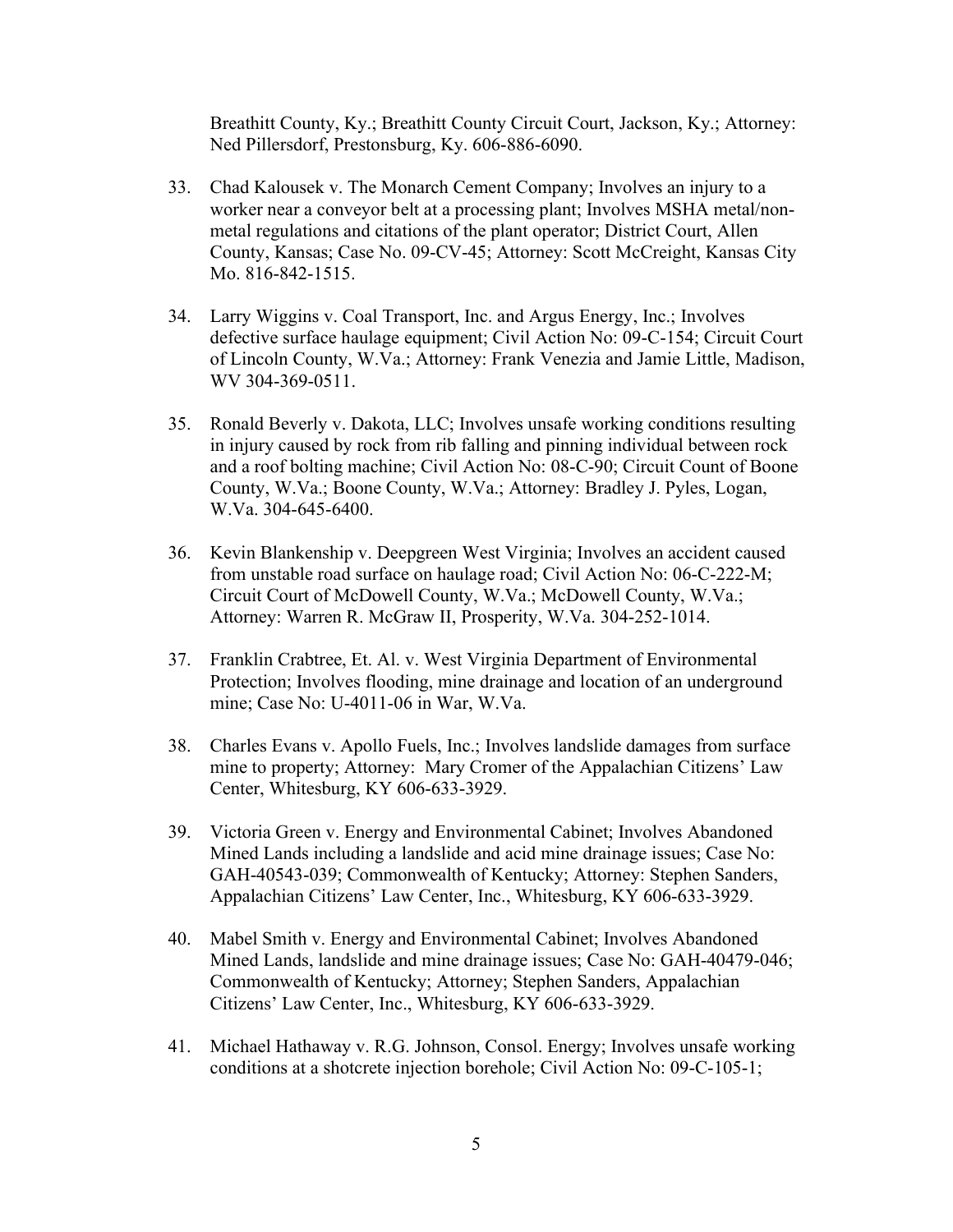Breathitt County, Ky.; Breathitt County Circuit Court, Jackson, Ky.; Attorney: Ned Pillersdorf, Prestonsburg, Ky. 606-886-6090.

33. Chad Kalousek v. The Monarch Cement Company; Involves an injury to a worker near a conveyor belt at a processing plant; Involves MSHA metal/non-metal regulations and citations of the plant operator; District Court, Allen County, Kansas; Case No. 09-CV-45; Attorney: Scott McCreight, Kansas City Mo. 816-842-1515.

34. Larry Wiggins v. Coal Transport, Inc. and Argus Energy, Inc.; Involves defective surface haulage equipment; Civil Action No: 09-C-154; Circuit Court of Lincoln County, W.Va.; Attorney: Frank Venezia and Jamie Little, Madison, WV 304-369-0511.

35. Ronald Beverly v. Dakota, LLC; Involves unsafe working conditions resulting in injury caused by rock from rib falling and pinning individual between rock and a roof bolting machine; Civil Action No: 08-C-90; Circuit Count of Boone County, W.Va.; Boone County, W.Va.; Attorney: Bradley J. Pyles, Logan, W.Va. 304-645-6400.

36. Kevin Blankenship v. Deepgreen West Virginia; Involves an accident caused from unstable road surface on haulage road; Civil Action No: 06-C-222-M; Circuit Court of McDowell County, W.Va.; McDowell County, W.Va.; Attorney: Warren R. McGraw II, Prosperity, W.Va. 304-252-1014.

37. Franklin Crabtree, Et. Al. v. West Virginia Department of Environmental Protection; Involves flooding, mine drainage and location of an underground mine; Case No: U-4011-06 in War, W.Va.

38. Charles Evans v. Apollo Fuels, Inc.; Involves landslide damages from surface mine to property; Attorney: Mary Cromer of the Appalachian Citizens' Law Center, Whitesburg, KY 606-633-3929.

39. Victoria Green v. Energy and Environmental Cabinet; Involves Abandoned Mined Lands including a landslide and acid mine drainage issues; Case No: GAH-40543-039; Commonwealth of Kentucky; Attorney: Stephen Sanders, Appalachian Citizens' Law Center, Inc., Whitesburg, KY 606-633-3929.

40. Mabel Smith v. Energy and Environmental Cabinet; Involves Abandoned Mined Lands, landslide and mine drainage issues; Case No: GAH-40479-046; Commonwealth of Kentucky; Attorney; Stephen Sanders, Appalachian Citizens' Law Center, Inc., Whitesburg, KY 606-633-3929.

41. Michael Hathaway v. R.G. Johnson, Consol. Energy; Involves unsafe working conditions at a shotcrete injection borehole; Civil Action No: 09-C-105-1;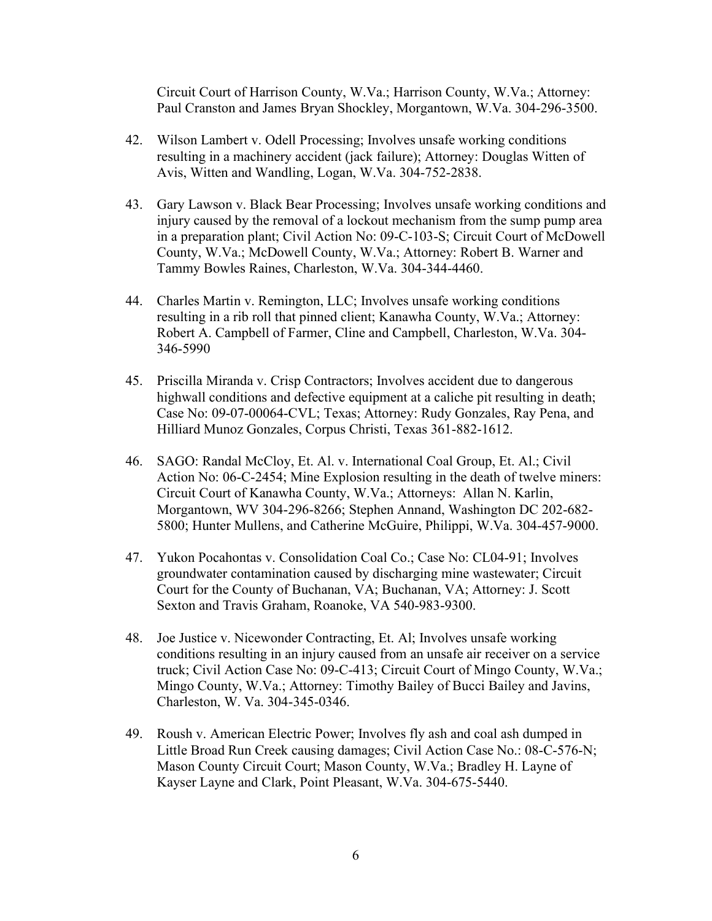Circuit Court of Harrison County, W.Va.; Harrison County, W.Va.; Attorney: Paul Cranston and James Bryan Shockley, Morgantown, W.Va. 304-296-3500.

42. Wilson Lambert v. Odell Processing; Involves unsafe working conditions resulting in a machinery accident (jack failure); Attorney: Douglas Witten of Avis, Witten and Wandling, Logan, W.Va. 304-752-2838.

43. Gary Lawson v. Black Bear Processing; Involves unsafe working conditions and injury caused by the removal of a lockout mechanism from the sump pump area in a preparation plant; Civil Action No: 09-C-103-S; Circuit Court of McDowell County, W.Va.; McDowell County, W.Va.; Attorney: Robert B. Warner and Tammy Bowles Raines, Charleston, W.Va. 304-344-4460.

44. Charles Martin v. Remington, LLC; Involves unsafe working conditions resulting in a rib roll that pinned client; Kanawha County, W.Va.; Attorney: Robert A. Campbell of Farmer, Cline and Campbell, Charleston, W.Va. 304-346-5990

45. Priscilla Miranda v. Crisp Contractors; Involves accident due to dangerous highwall conditions and defective equipment at a caliche pit resulting in death; Case No: 09-07-00064-CVL; Texas; Attorney: Rudy Gonzales, Ray Pena, and Hilliard Munoz Gonzales, Corpus Christi, Texas 361-882-1612.

46. SAGO: Randal McCloy, Et. Al. v. International Coal Group, Et. Al.; Civil Action No: 06-C-2454; Mine Explosion resulting in the death of twelve miners: Circuit Court of Kanawha County, W.Va.; Attorneys: Allan N. Karlin, Morgantown, WV 304-296-8266; Stephen Annand, Washington DC 202-682-5800; Hunter Mullens, and Catherine McGuire, Philippi, W.Va. 304-457-9000.

47. Yukon Pocahontas v. Consolidation Coal Co.; Case No: CL04-91; Involves groundwater contamination caused by discharging mine wastewater; Circuit Court for the County of Buchanan, VA; Buchanan, VA; Attorney: J. Scott Sexton and Travis Graham, Roanoke, VA 540-983-9300.

48. Joe Justice v. Nicewonder Contracting, Et. Al; Involves unsafe working conditions resulting in an injury caused from an unsafe air receiver on a service truck; Civil Action Case No: 09-C-413; Circuit Court of Mingo County, W.Va.; Mingo County, W.Va.; Attorney: Timothy Bailey of Bucci Bailey and Javins, Charleston, W. Va. 304-345-0346.

49. Roush v. American Electric Power; Involves fly ash and coal ash dumped in Little Broad Run Creek causing damages; Civil Action Case No.: 08-C-576-N; Mason County Circuit Court; Mason County, W.Va.; Bradley H. Layne of Kayser Layne and Clark, Point Pleasant, W.Va. 304-675-5440.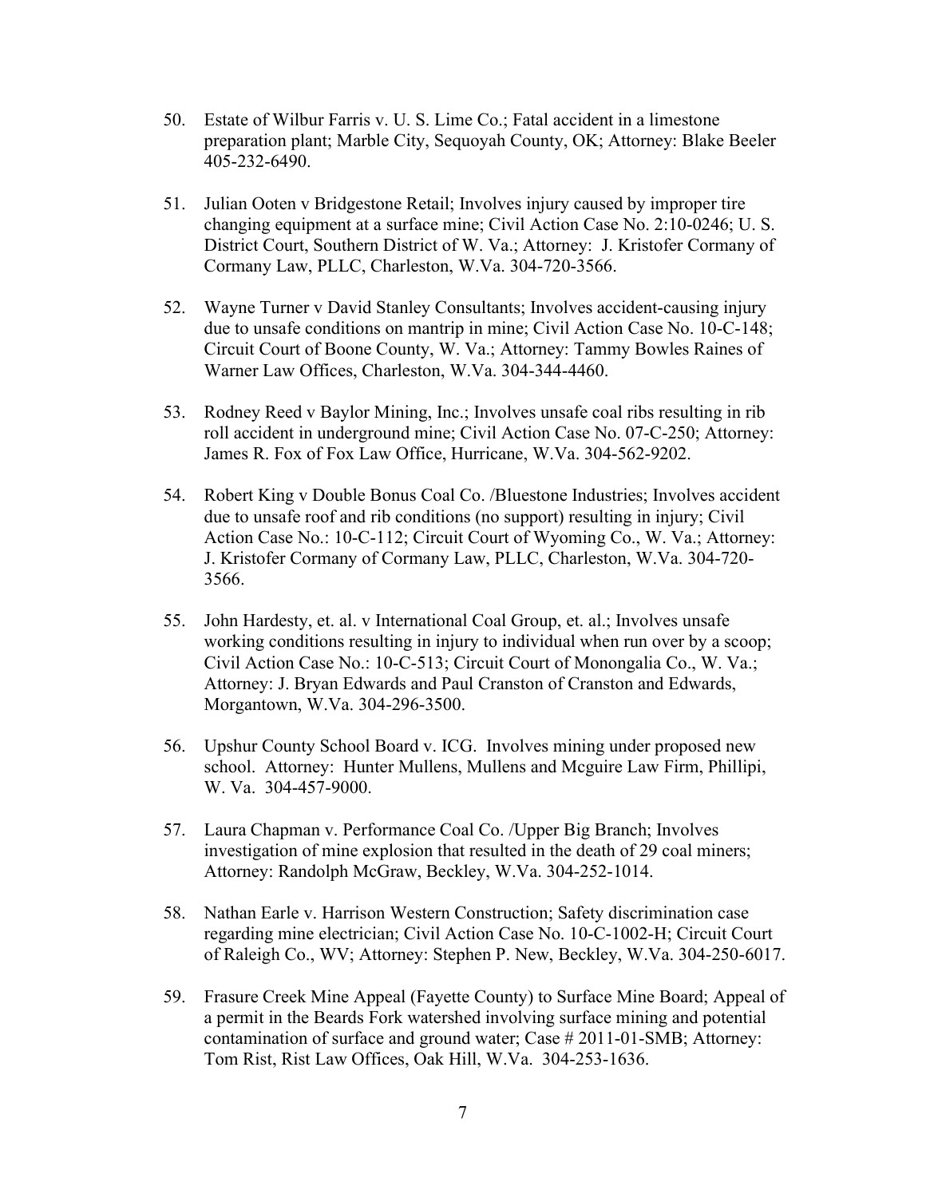50. Estate of Wilbur Farris v. U. S. Lime Co.; Fatal accident in a limestone preparation plant; Marble City, Sequoyah County, OK; Attorney: Blake Beeler 405-232-6490.

51. Julian Ooten v Bridgestone Retail; Involves injury caused by improper tire changing equipment at a surface mine; Civil Action Case No. 2:10-0246; U. S. District Court, Southern District of W. Va.; Attorney: J. Kristofer Cormany of Cormany Law, PLLC, Charleston, W.Va. 304-720-3566.

52. Wayne Turner v David Stanley Consultants; Involves accident-causing injury due to unsafe conditions on mantrip in mine; Civil Action Case No. 10-C-148; Circuit Court of Boone County, W. Va.; Attorney: Tammy Bowles Raines of Warner Law Offices, Charleston, W.Va. 304-344-4460.

53. Rodney Reed v Baylor Mining, Inc.; Involves unsafe coal ribs resulting in rib roll accident in underground mine; Civil Action Case No. 07-C-250; Attorney: James R. Fox of Fox Law Office, Hurricane, W.Va. 304-562-9202.

54. Robert King v Double Bonus Coal Co. /Bluestone Industries; Involves accident due to unsafe roof and rib conditions (no support) resulting in injury; Civil Action Case No.: 10-C-112; Circuit Court of Wyoming Co., W. Va.; Attorney: J. Kristofer Cormany of Cormany Law, PLLC, Charleston, W.Va. 304-720-3566.

55. John Hardesty, et. al. v International Coal Group, et. al.; Involves unsafe working conditions resulting in injury to individual when run over by a scoop; Civil Action Case No.: 10-C-513; Circuit Court of Monongalia Co., W. Va.; Attorney: J. Bryan Edwards and Paul Cranston of Cranston and Edwards, Morgantown, W.Va. 304-296-3500.

56. Upshur County School Board v. ICG. Involves mining under proposed new school. Attorney: Hunter Mullens, Mullens and Mcguire Law Firm, Phillipi, W. Va. 304-457-9000.

57. Laura Chapman v. Performance Coal Co. /Upper Big Branch; Involves investigation of mine explosion that resulted in the death of 29 coal miners; Attorney: Randolph McGraw, Beckley, W.Va. 304-252-1014.

58. Nathan Earle v. Harrison Western Construction; Safety discrimination case regarding mine electrician; Civil Action Case No. 10-C-1002-H; Circuit Court of Raleigh Co., WV; Attorney: Stephen P. New, Beckley, W.Va. 304-250-6017.

59. Frasure Creek Mine Appeal (Fayette County) to Surface Mine Board; Appeal of a permit in the Beards Fork watershed involving surface mining and potential contamination of surface and ground water; Case # 2011-01-SMB; Attorney: Tom Rist, Rist Law Offices, Oak Hill, W.Va. 304-253-1636.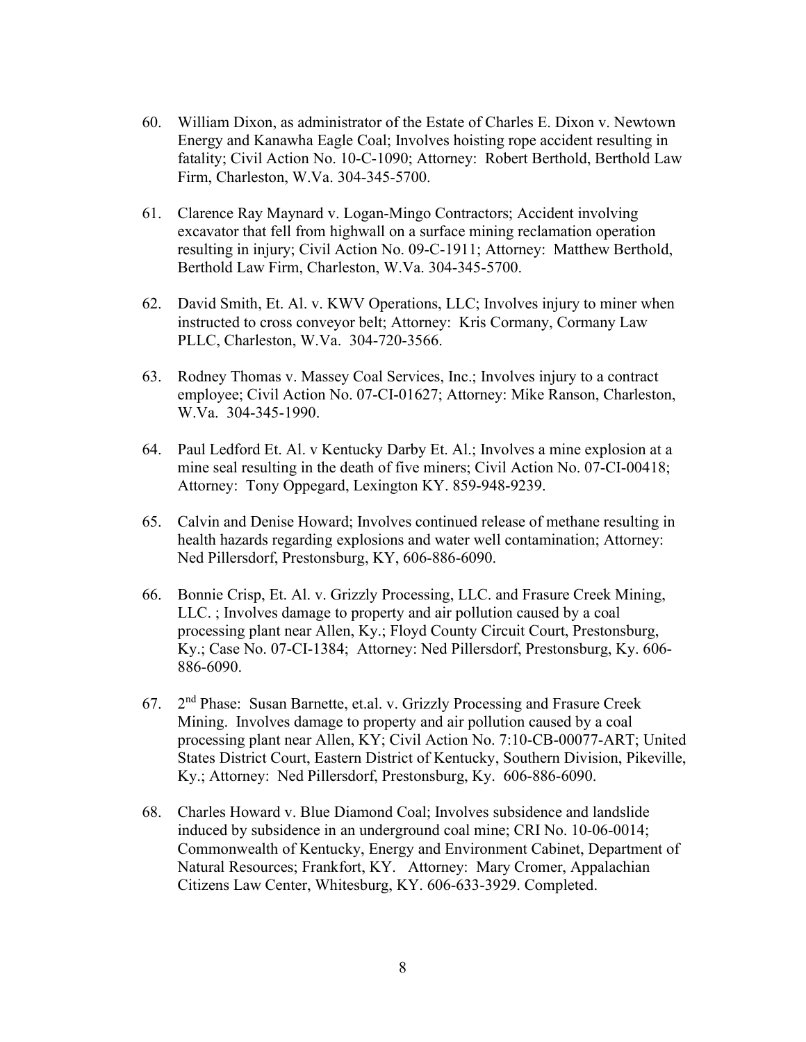60. William Dixon, as administrator of the Estate of Charles E. Dixon v. Newtown Energy and Kanawha Eagle Coal; Involves hoisting rope accident resulting in fatality; Civil Action No. 10-C-1090; Attorney: Robert Berthold, Berthold Law Firm, Charleston, W.Va. 304-345-5700.

61. Clarence Ray Maynard v. Logan-Mingo Contractors; Accident involving excavator that fell from highwall on a surface mining reclamation operation resulting in injury; Civil Action No. 09-C-1911; Attorney: Matthew Berthold, Berthold Law Firm, Charleston, W.Va. 304-345-5700.

62. David Smith, Et. Al. v. KWV Operations, LLC; Involves injury to miner when instructed to cross conveyor belt; Attorney: Kris Cormany, Cormany Law PLLC, Charleston, W.Va. 304-720-3566.

63. Rodney Thomas v. Massey Coal Services, Inc.; Involves injury to a contract employee; Civil Action No. 07-CI-01627; Attorney: Mike Ranson, Charleston, W.Va. 304-345-1990.

64. Paul Ledford Et. Al. v Kentucky Darby Et. Al.; Involves a mine explosion at a mine seal resulting in the death of five miners; Civil Action No. 07-CI-00418; Attorney: Tony Oppegard, Lexington KY. 859-948-9239.

65. Calvin and Denise Howard; Involves continued release of methane resulting in health hazards regarding explosions and water well contamination; Attorney: Ned Pillersdorf, Prestonsburg, KY, 606-886-6090.

66. Bonnie Crisp, Et. Al. v. Grizzly Processing, LLC. and Frasure Creek Mining, LLC. ; Involves damage to property and air pollution caused by a coal processing plant near Allen, Ky.; Floyd County Circuit Court, Prestonsburg, Ky.; Case No. 07-CI-1384; Attorney: Ned Pillersdorf, Prestonsburg, Ky. 606-886-6090.

67. 2nd Phase: Susan Barnette, et.al. v. Grizzly Processing and Frasure Creek Mining. Involves damage to property and air pollution caused by a coal processing plant near Allen, KY; Civil Action No. 7:10-CB-00077-ART; United States District Court, Eastern District of Kentucky, Southern Division, Pikeville, Ky.; Attorney: Ned Pillersdorf, Prestonsburg, Ky. 606-886-6090.

68. Charles Howard v. Blue Diamond Coal; Involves subsidence and landslide induced by subsidence in an underground coal mine; CRI No. 10-06-0014; Commonwealth of Kentucky, Energy and Environment Cabinet, Department of Natural Resources; Frankfort, KY. Attorney: Mary Cromer, Appalachian Citizens Law Center, Whitesburg, KY. 606-633-3929. Completed.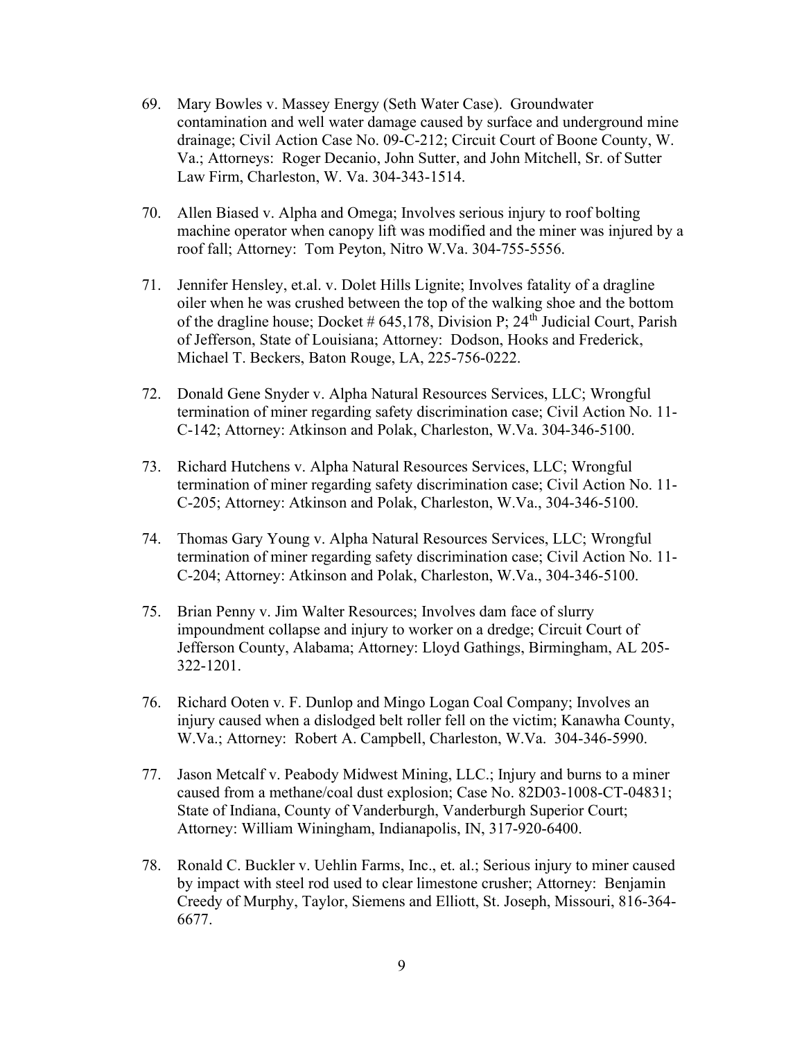69. Mary Bowles v. Massey Energy (Seth Water Case). Groundwater contamination and well water damage caused by surface and underground mine drainage; Civil Action Case No. 09-C-212; Circuit Court of Boone County, W. Va.; Attorneys: Roger Decanio, John Sutter, and John Mitchell, Sr. of Sutter Law Firm, Charleston, W. Va. 304-343-1514.

70. Allen Biased v. Alpha and Omega; Involves serious injury to roof bolting machine operator when canopy lift was modified and the miner was injured by a roof fall; Attorney: Tom Peyton, Nitro W.Va. 304-755-5556.

71. Jennifer Hensley, et.al. v. Dolet Hills Lignite; Involves fatality of a dragline oiler when he was crushed between the top of the walking shoe and the bottom of the dragline house; Docket # 645,178, Division P; 24th Judicial Court, Parish of Jefferson, State of Louisiana; Attorney: Dodson, Hooks and Frederick, Michael T. Beckers, Baton Rouge, LA, 225-756-0222.

72. Donald Gene Snyder v. Alpha Natural Resources Services, LLC; Wrongful termination of miner regarding safety discrimination case; Civil Action No. 11-C-142; Attorney: Atkinson and Polak, Charleston, W.Va. 304-346-5100.

73. Richard Hutchens v. Alpha Natural Resources Services, LLC; Wrongful termination of miner regarding safety discrimination case; Civil Action No. 11-C-205; Attorney: Atkinson and Polak, Charleston, W.Va., 304-346-5100.

74. Thomas Gary Young v. Alpha Natural Resources Services, LLC; Wrongful termination of miner regarding safety discrimination case; Civil Action No. 11-C-204; Attorney: Atkinson and Polak, Charleston, W.Va., 304-346-5100.

75. Brian Penny v. Jim Walter Resources; Involves dam face of slurry impoundment collapse and injury to worker on a dredge; Circuit Court of Jefferson County, Alabama; Attorney: Lloyd Gathings, Birmingham, AL 205-322-1201.

76. Richard Ooten v. F. Dunlop and Mingo Logan Coal Company; Involves an injury caused when a dislodged belt roller fell on the victim; Kanawha County, W.Va.; Attorney: Robert A. Campbell, Charleston, W.Va. 304-346-5990.

77. Jason Metcalf v. Peabody Midwest Mining, LLC.; Injury and burns to a miner caused from a methane/coal dust explosion; Case No. 82D03-1008-CT-04831; State of Indiana, County of Vanderburgh, Vanderburgh Superior Court; Attorney: William Winingham, Indianapolis, IN, 317-920-6400.

78. Ronald C. Buckler v. Uehlin Farms, Inc., et. al.; Serious injury to miner caused by impact with steel rod used to clear limestone crusher; Attorney: Benjamin Creedy of Murphy, Taylor, Siemens and Elliott, St. Joseph, Missouri, 816-364-6677.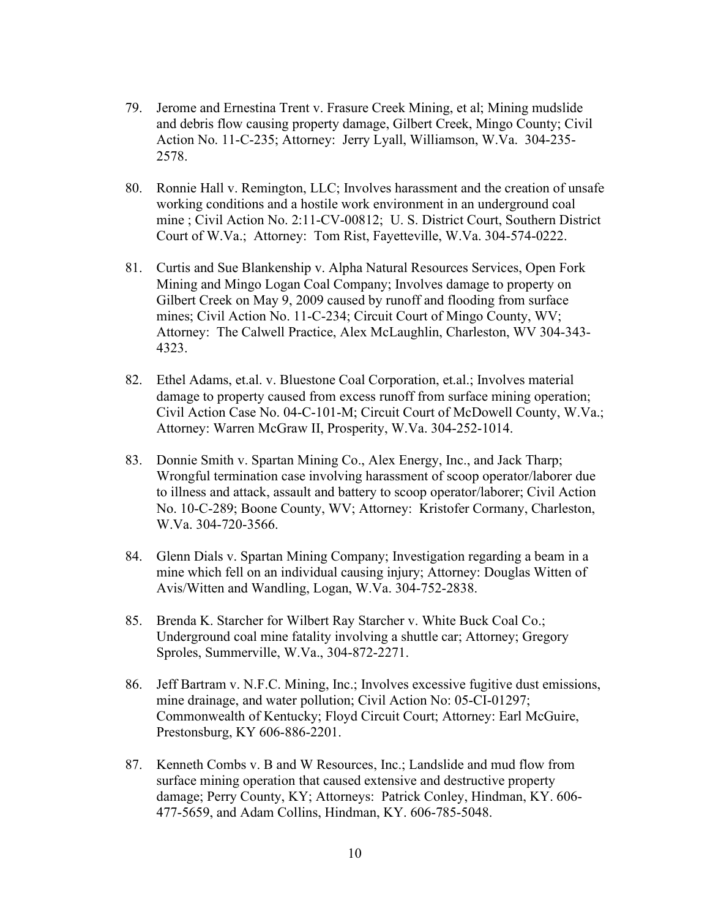79. Jerome and Ernestina Trent v. Frasure Creek Mining, et al; Mining mudslide and debris flow causing property damage, Gilbert Creek, Mingo County; Civil Action No. 11-C-235; Attorney: Jerry Lyall, Williamson, W.Va. 304-235-2578.

80. Ronnie Hall v. Remington, LLC; Involves harassment and the creation of unsafe working conditions and a hostile work environment in an underground coal mine ; Civil Action No. 2:11-CV-00812; U. S. District Court, Southern District Court of W.Va.; Attorney: Tom Rist, Fayetteville, W.Va. 304-574-0222.

81. Curtis and Sue Blankenship v. Alpha Natural Resources Services, Open Fork Mining and Mingo Logan Coal Company; Involves damage to property on Gilbert Creek on May 9, 2009 caused by runoff and flooding from surface mines; Civil Action No. 11-C-234; Circuit Court of Mingo County, WV; Attorney: The Calwell Practice, Alex McLaughlin, Charleston, WV 304-343-4323.

82. Ethel Adams, et.al. v. Bluestone Coal Corporation, et.al.; Involves material damage to property caused from excess runoff from surface mining operation; Civil Action Case No. 04-C-101-M; Circuit Court of McDowell County, W.Va.; Attorney: Warren McGraw II, Prosperity, W.Va. 304-252-1014.

83. Donnie Smith v. Spartan Mining Co., Alex Energy, Inc., and Jack Tharp; Wrongful termination case involving harassment of scoop operator/laborer due to illness and attack, assault and battery to scoop operator/laborer; Civil Action No. 10-C-289; Boone County, WV; Attorney: Kristofer Cormany, Charleston, W.Va. 304-720-3566.

84. Glenn Dials v. Spartan Mining Company; Investigation regarding a beam in a mine which fell on an individual causing injury; Attorney: Douglas Witten of Avis/Witten and Wandling, Logan, W.Va. 304-752-2838.

85. Brenda K. Starcher for Wilbert Ray Starcher v. White Buck Coal Co.; Underground coal mine fatality involving a shuttle car; Attorney; Gregory Sproles, Summerville, W.Va., 304-872-2271.

86. Jeff Bartram v. N.F.C. Mining, Inc.; Involves excessive fugitive dust emissions, mine drainage, and water pollution; Civil Action No: 05-CI-01297; Commonwealth of Kentucky; Floyd Circuit Court; Attorney: Earl McGuire, Prestonsburg, KY 606-886-2201.

87. Kenneth Combs v. B and W Resources, Inc.; Landslide and mud flow from surface mining operation that caused extensive and destructive property damage; Perry County, KY; Attorneys: Patrick Conley, Hindman, KY. 606-477-5659, and Adam Collins, Hindman, KY. 606-785-5048.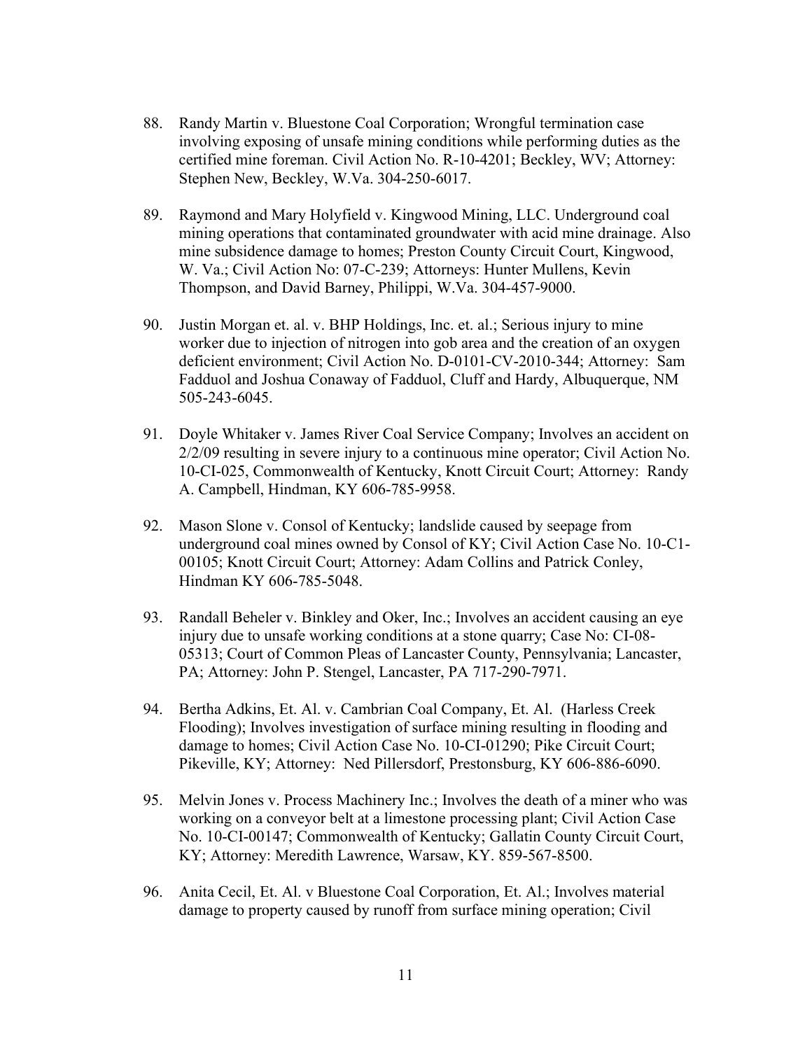88. Randy Martin v. Bluestone Coal Corporation; Wrongful termination case involving exposing of unsafe mining conditions while performing duties as the certified mine foreman. Civil Action No. R-10-4201; Beckley, WV; Attorney: Stephen New, Beckley, W.Va. 304-250-6017.

89. Raymond and Mary Holyfield v. Kingwood Mining, LLC. Underground coal mining operations that contaminated groundwater with acid mine drainage. Also mine subsidence damage to homes; Preston County Circuit Court, Kingwood, W. Va.; Civil Action No: 07-C-239; Attorneys: Hunter Mullens, Kevin Thompson, and David Barney, Philippi, W.Va. 304-457-9000.

90. Justin Morgan et. al. v. BHP Holdings, Inc. et. al.; Serious injury to mine worker due to injection of nitrogen into gob area and the creation of an oxygen deficient environment; Civil Action No. D-0101-CV-2010-344; Attorney: Sam Fadduol and Joshua Conaway of Fadduol, Cluff and Hardy, Albuquerque, NM 505-243-6045.

91. Doyle Whitaker v. James River Coal Service Company; Involves an accident on 2/2/09 resulting in severe injury to a continuous mine operator; Civil Action No. 10-CI-025, Commonwealth of Kentucky, Knott Circuit Court; Attorney: Randy A. Campbell, Hindman, KY 606-785-9958.

92. Mason Slone v. Consol of Kentucky; landslide caused by seepage from underground coal mines owned by Consol of KY; Civil Action Case No. 10-C1-00105; Knott Circuit Court; Attorney: Adam Collins and Patrick Conley, Hindman KY 606-785-5048.

93. Randall Beheler v. Binkley and Oker, Inc.; Involves an accident causing an eye injury due to unsafe working conditions at a stone quarry; Case No: CI-08-05313; Court of Common Pleas of Lancaster County, Pennsylvania; Lancaster, PA; Attorney: John P. Stengel, Lancaster, PA 717-290-7971.

94. Bertha Adkins, Et. Al. v. Cambrian Coal Company, Et. Al. (Harless Creek Flooding); Involves investigation of surface mining resulting in flooding and damage to homes; Civil Action Case No. 10-CI-01290; Pike Circuit Court; Pikeville, KY; Attorney: Ned Pillersdorf, Prestonsburg, KY 606-886-6090.

95. Melvin Jones v. Process Machinery Inc.; Involves the death of a miner who was working on a conveyor belt at a limestone processing plant; Civil Action Case No. 10-CI-00147; Commonwealth of Kentucky; Gallatin County Circuit Court, KY; Attorney: Meredith Lawrence, Warsaw, KY. 859-567-8500.

96. Anita Cecil, Et. Al. v Bluestone Coal Corporation, Et. Al.; Involves material damage to property caused by runoff from surface mining operation; Civil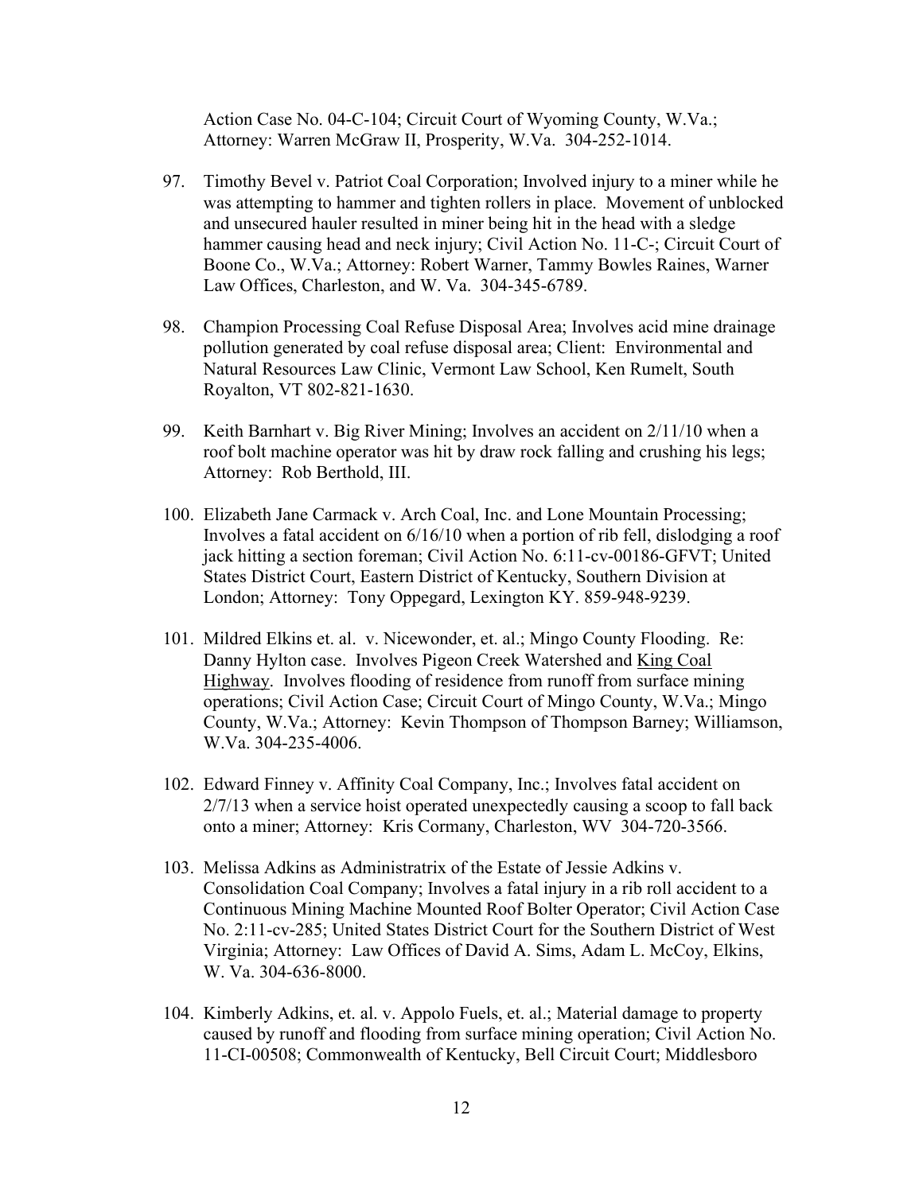Action Case No. 04-C-104; Circuit Court of Wyoming County, W.Va.; Attorney: Warren McGraw II, Prosperity, W.Va. 304-252-1014.

97. Timothy Bevel v. Patriot Coal Corporation; Involved injury to a miner while he was attempting to hammer and tighten rollers in place. Movement of unblocked and unsecured hauler resulted in miner being hit in the head with a sledge hammer causing head and neck injury; Civil Action No. 11-C-; Circuit Court of Boone Co., W.Va.; Attorney: Robert Warner, Tammy Bowles Raines, Warner Law Offices, Charleston, and W. Va. 304-345-6789.

98. Champion Processing Coal Refuse Disposal Area; Involves acid mine drainage pollution generated by coal refuse disposal area; Client: Environmental and Natural Resources Law Clinic, Vermont Law School, Ken Rumelt, South Royalton, VT 802-821-1630.

99. Keith Barnhart v. Big River Mining; Involves an accident on 2/11/10 when a roof bolt machine operator was hit by draw rock falling and crushing his legs; Attorney: Rob Berthold, III.

100. Elizabeth Jane Carmack v. Arch Coal, Inc. and Lone Mountain Processing; Involves a fatal accident on 6/16/10 when a portion of rib fell, dislodging a roof jack hitting a section foreman; Civil Action No. 6:11-cv-00186-GFVT; United States District Court, Eastern District of Kentucky, Southern Division at London; Attorney: Tony Oppegard, Lexington KY. 859-948-9239.

101. Mildred Elkins et. al. v. Nicewonder, et. al.; Mingo County Flooding. Re: Danny Hylton case. Involves Pigeon Creek Watershed and <u>King Coal Highway</u>. Involves flooding of residence from runoff from surface mining operations; Civil Action Case; Circuit Court of Mingo County, W.Va.; Mingo County, W.Va.; Attorney: Kevin Thompson of Thompson Barney; Williamson, W.Va. 304-235-4006.

102. Edward Finney v. Affinity Coal Company, Inc.; Involves fatal accident on 2/7/13 when a service hoist operated unexpectedly causing a scoop to fall back onto a miner; Attorney: Kris Cormany, Charleston, WV 304-720-3566.

103. Melissa Adkins as Administratrix of the Estate of Jessie Adkins v. Consolidation Coal Company; Involves a fatal injury in a rib roll accident to a Continuous Mining Machine Mounted Roof Bolter Operator; Civil Action Case No. 2:11-cv-285; United States District Court for the Southern District of West Virginia; Attorney: Law Offices of David A. Sims, Adam L. McCoy, Elkins, W. Va. 304-636-8000.

104. Kimberly Adkins, et. al. v. Appolo Fuels, et. al.; Material damage to property caused by runoff and flooding from surface mining operation; Civil Action No. 11-CI-00508; Commonwealth of Kentucky, Bell Circuit Court; Middlesboro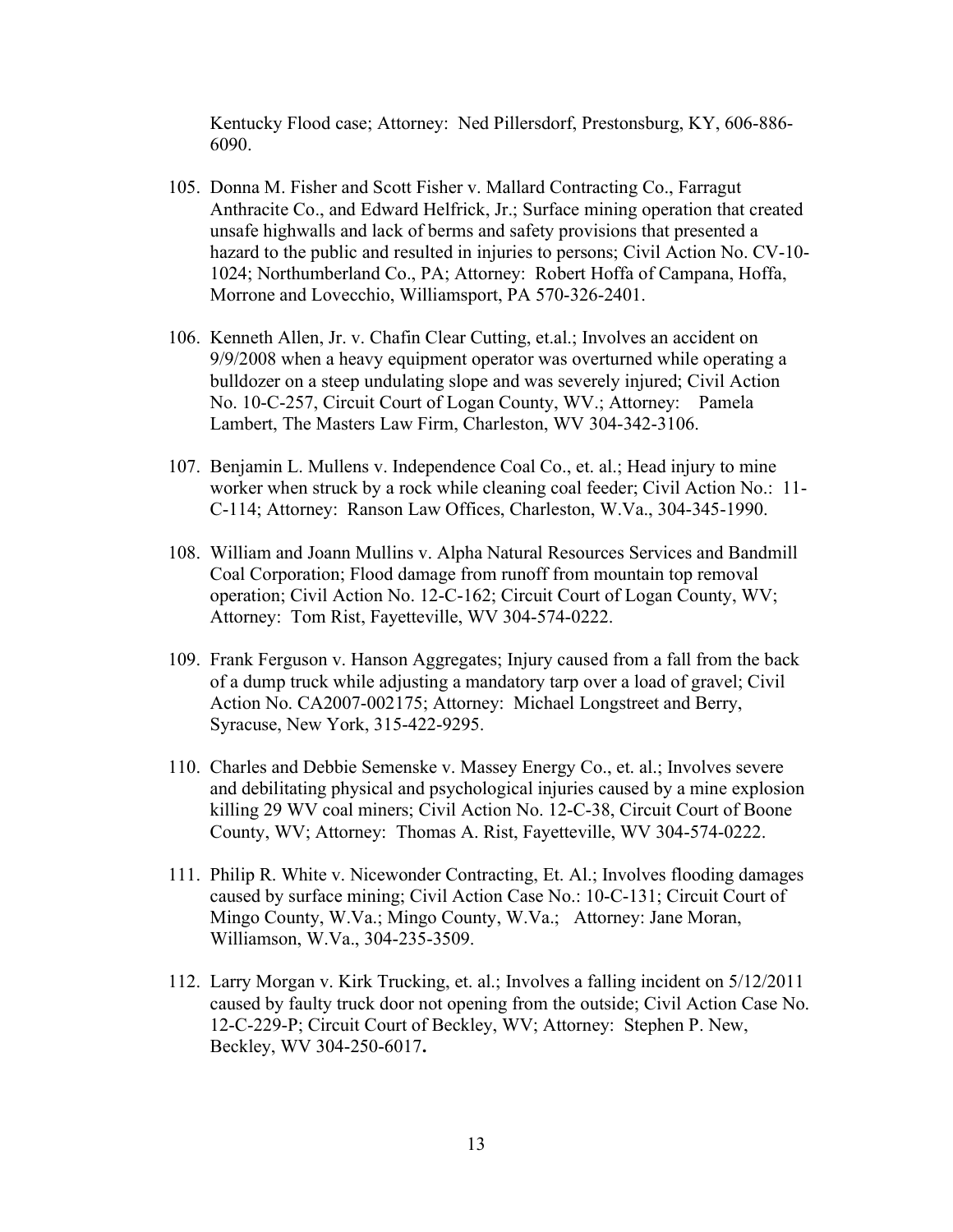Kentucky Flood case; Attorney: Ned Pillersdorf, Prestonsburg, KY, 606-886-6090.

105. Donna M. Fisher and Scott Fisher v. Mallard Contracting Co., Farragut Anthracite Co., and Edward Helfrick, Jr.; Surface mining operation that created unsafe highwalls and lack of berms and safety provisions that presented a hazard to the public and resulted in injuries to persons; Civil Action No. CV-10-1024; Northumberland Co., PA; Attorney: Robert Hoffa of Campana, Hoffa, Morrone and Lovecchio, Williamsport, PA 570-326-2401.

106. Kenneth Allen, Jr. v. Chafin Clear Cutting, et.al.; Involves an accident on 9/9/2008 when a heavy equipment operator was overturned while operating a bulldozer on a steep undulating slope and was severely injured; Civil Action No. 10-C-257, Circuit Court of Logan County, WV.; Attorney: Pamela Lambert, The Masters Law Firm, Charleston, WV 304-342-3106.

107. Benjamin L. Mullens v. Independence Coal Co., et. al.; Head injury to mine worker when struck by a rock while cleaning coal feeder; Civil Action No.: 11-C-114; Attorney: Ranson Law Offices, Charleston, W.Va., 304-345-1990.

108. William and Joann Mullins v. Alpha Natural Resources Services and Bandmill Coal Corporation; Flood damage from runoff from mountain top removal operation; Civil Action No. 12-C-162; Circuit Court of Logan County, WV; Attorney: Tom Rist, Fayetteville, WV 304-574-0222.

109. Frank Ferguson v. Hanson Aggregates; Injury caused from a fall from the back of a dump truck while adjusting a mandatory tarp over a load of gravel; Civil Action No. CA2007-002175; Attorney: Michael Longstreet and Berry, Syracuse, New York, 315-422-9295.

110. Charles and Debbie Semenske v. Massey Energy Co., et. al.; Involves severe and debilitating physical and psychological injuries caused by a mine explosion killing 29 WV coal miners; Civil Action No. 12-C-38, Circuit Court of Boone County, WV; Attorney: Thomas A. Rist, Fayetteville, WV 304-574-0222.

111. Philip R. White v. Nicewonder Contracting, Et. Al.; Involves flooding damages caused by surface mining; Civil Action Case No.: 10-C-131; Circuit Court of Mingo County, W.Va.; Mingo County, W.Va.; Attorney: Jane Moran, Williamson, W.Va., 304-235-3509.

112. Larry Morgan v. Kirk Trucking, et. al.; Involves a falling incident on 5/12/2011 caused by faulty truck door not opening from the outside; Civil Action Case No. 12-C-229-P; Circuit Court of Beckley, WV; Attorney: Stephen P. New, Beckley, WV 304-250-6017**.**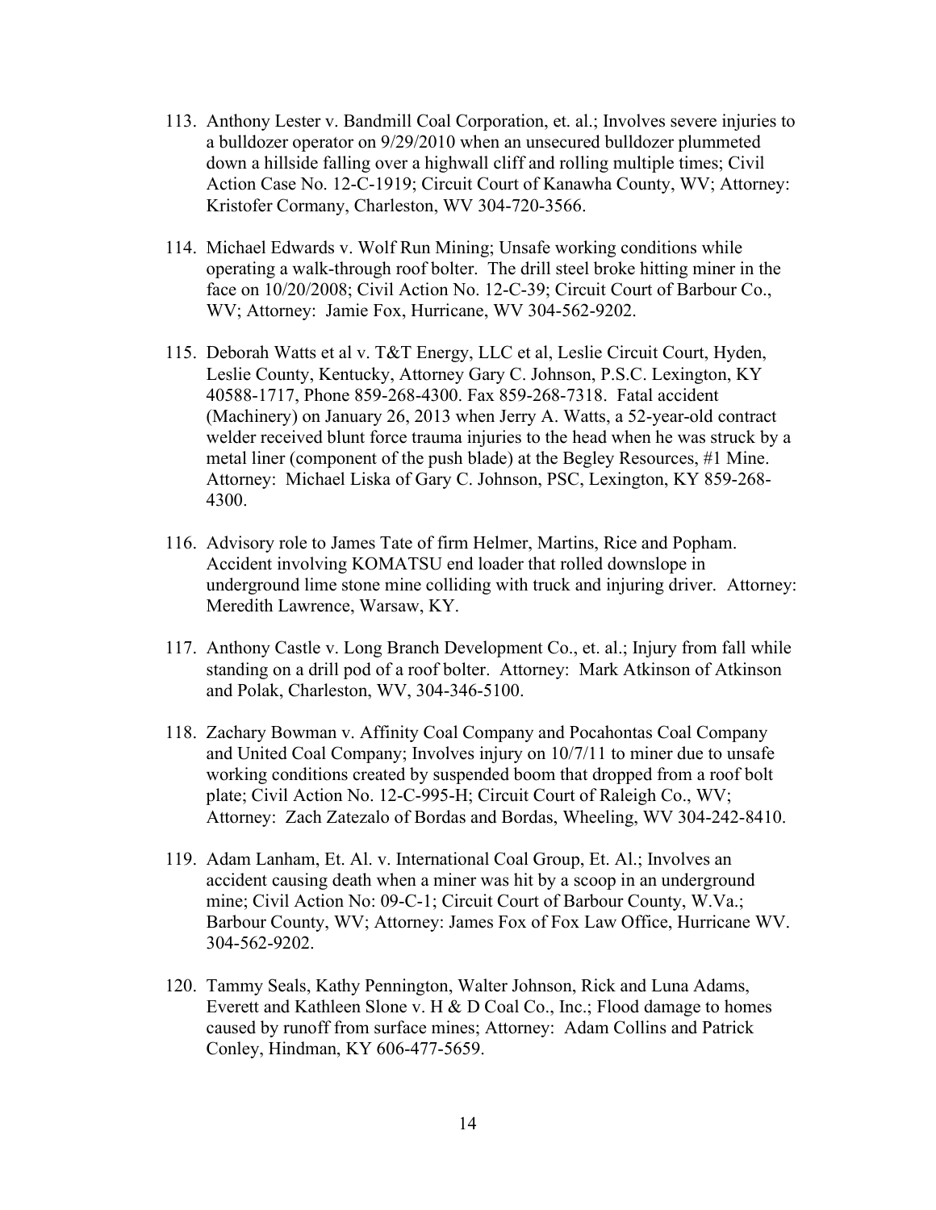113. Anthony Lester v. Bandmill Coal Corporation, et. al.; Involves severe injuries to a bulldozer operator on 9/29/2010 when an unsecured bulldozer plummeted down a hillside falling over a highwall cliff and rolling multiple times; Civil Action Case No. 12-C-1919; Circuit Court of Kanawha County, WV; Attorney: Kristofer Cormany, Charleston, WV 304-720-3566.

114. Michael Edwards v. Wolf Run Mining; Unsafe working conditions while operating a walk-through roof bolter. The drill steel broke hitting miner in the face on 10/20/2008; Civil Action No. 12-C-39; Circuit Court of Barbour Co., WV; Attorney: Jamie Fox, Hurricane, WV 304-562-9202.

115. Deborah Watts et al v. T&T Energy, LLC et al, Leslie Circuit Court, Hyden, Leslie County, Kentucky, Attorney Gary C. Johnson, P.S.C. Lexington, KY 40588-1717, Phone 859-268-4300. Fax 859-268-7318. Fatal accident (Machinery) on January 26, 2013 when Jerry A. Watts, a 52-year-old contract welder received blunt force trauma injuries to the head when he was struck by a metal liner (component of the push blade) at the Begley Resources, #1 Mine. Attorney: Michael Liska of Gary C. Johnson, PSC, Lexington, KY 859-268-4300.

116. Advisory role to James Tate of firm Helmer, Martins, Rice and Popham. Accident involving KOMATSU end loader that rolled downslope in underground lime stone mine colliding with truck and injuring driver. Attorney: Meredith Lawrence, Warsaw, KY.

117. Anthony Castle v. Long Branch Development Co., et. al.; Injury from fall while standing on a drill pod of a roof bolter. Attorney: Mark Atkinson of Atkinson and Polak, Charleston, WV, 304-346-5100.

118. Zachary Bowman v. Affinity Coal Company and Pocahontas Coal Company and United Coal Company; Involves injury on 10/7/11 to miner due to unsafe working conditions created by suspended boom that dropped from a roof bolt plate; Civil Action No. 12-C-995-H; Circuit Court of Raleigh Co., WV; Attorney: Zach Zatezalo of Bordas and Bordas, Wheeling, WV 304-242-8410.

119. Adam Lanham, Et. Al. v. International Coal Group, Et. Al.; Involves an accident causing death when a miner was hit by a scoop in an underground mine; Civil Action No: 09-C-1; Circuit Court of Barbour County, W.Va.; Barbour County, WV; Attorney: James Fox of Fox Law Office, Hurricane WV. 304-562-9202.

120. Tammy Seals, Kathy Pennington, Walter Johnson, Rick and Luna Adams, Everett and Kathleen Slone v. H & D Coal Co., Inc.; Flood damage to homes caused by runoff from surface mines; Attorney: Adam Collins and Patrick Conley, Hindman, KY 606-477-5659.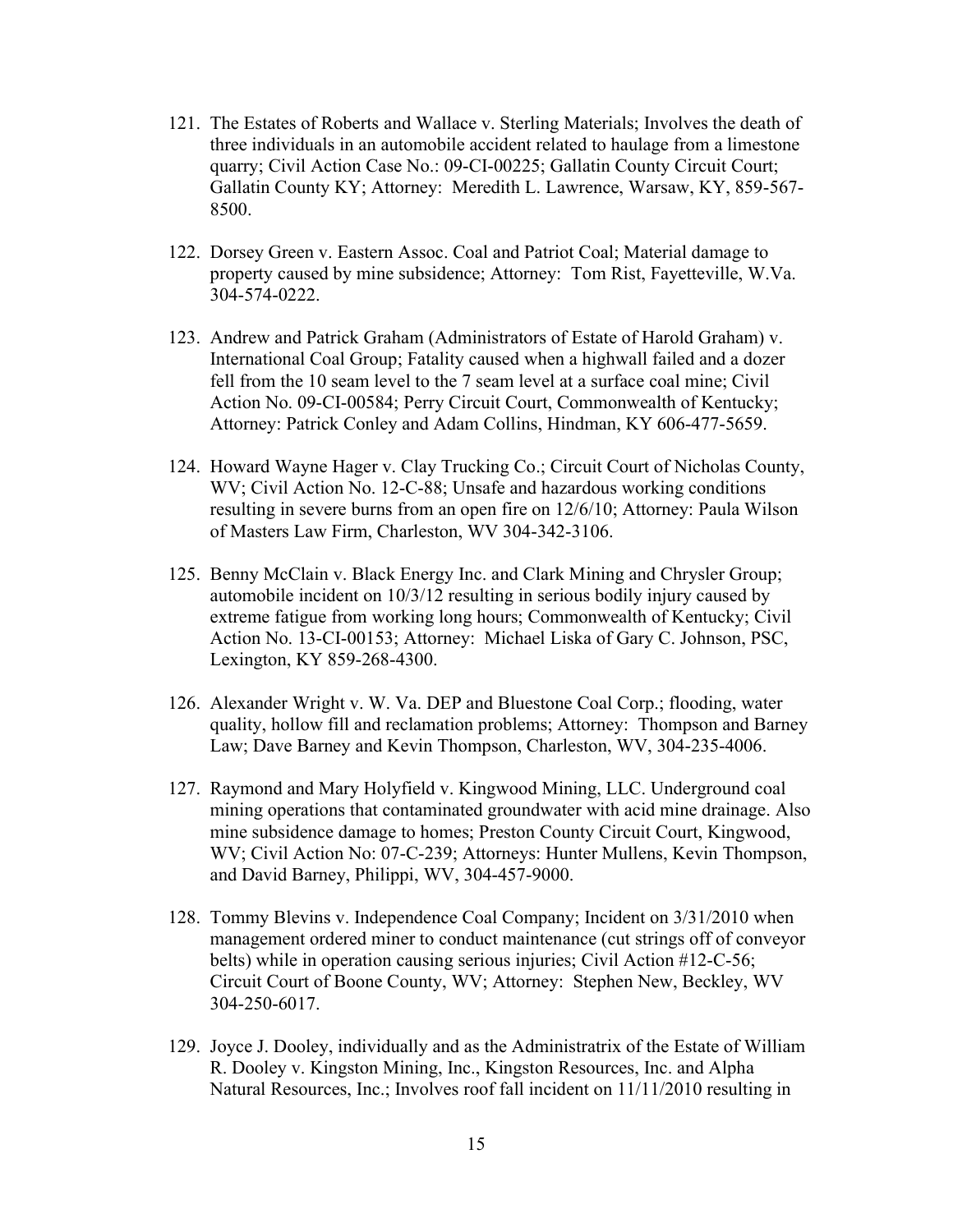121. The Estates of Roberts and Wallace v. Sterling Materials; Involves the death of three individuals in an automobile accident related to haulage from a limestone quarry; Civil Action Case No.: 09-CI-00225; Gallatin County Circuit Court; Gallatin County KY; Attorney: Meredith L. Lawrence, Warsaw, KY, 859-567-8500.

122. Dorsey Green v. Eastern Assoc. Coal and Patriot Coal; Material damage to property caused by mine subsidence; Attorney: Tom Rist, Fayetteville, W.Va. 304-574-0222.

123. Andrew and Patrick Graham (Administrators of Estate of Harold Graham) v. International Coal Group; Fatality caused when a highwall failed and a dozer fell from the 10 seam level to the 7 seam level at a surface coal mine; Civil Action No. 09-CI-00584; Perry Circuit Court, Commonwealth of Kentucky; Attorney: Patrick Conley and Adam Collins, Hindman, KY 606-477-5659.

124. Howard Wayne Hager v. Clay Trucking Co.; Circuit Court of Nicholas County, WV; Civil Action No. 12-C-88; Unsafe and hazardous working conditions resulting in severe burns from an open fire on 12/6/10; Attorney: Paula Wilson of Masters Law Firm, Charleston, WV 304-342-3106.

125. Benny McClain v. Black Energy Inc. and Clark Mining and Chrysler Group; automobile incident on 10/3/12 resulting in serious bodily injury caused by extreme fatigue from working long hours; Commonwealth of Kentucky; Civil Action No. 13-CI-00153; Attorney: Michael Liska of Gary C. Johnson, PSC, Lexington, KY 859-268-4300.

126. Alexander Wright v. W. Va. DEP and Bluestone Coal Corp.; flooding, water quality, hollow fill and reclamation problems; Attorney: Thompson and Barney Law; Dave Barney and Kevin Thompson, Charleston, WV, 304-235-4006.

127. Raymond and Mary Holyfield v. Kingwood Mining, LLC. Underground coal mining operations that contaminated groundwater with acid mine drainage. Also mine subsidence damage to homes; Preston County Circuit Court, Kingwood, WV; Civil Action No: 07-C-239; Attorneys: Hunter Mullens, Kevin Thompson, and David Barney, Philippi, WV, 304-457-9000.

128. Tommy Blevins v. Independence Coal Company; Incident on 3/31/2010 when management ordered miner to conduct maintenance (cut strings off of conveyor belts) while in operation causing serious injuries; Civil Action #12-C-56; Circuit Court of Boone County, WV; Attorney: Stephen New, Beckley, WV 304-250-6017.

129. Joyce J. Dooley, individually and as the Administratrix of the Estate of William R. Dooley v. Kingston Mining, Inc., Kingston Resources, Inc. and Alpha Natural Resources, Inc.; Involves roof fall incident on 11/11/2010 resulting in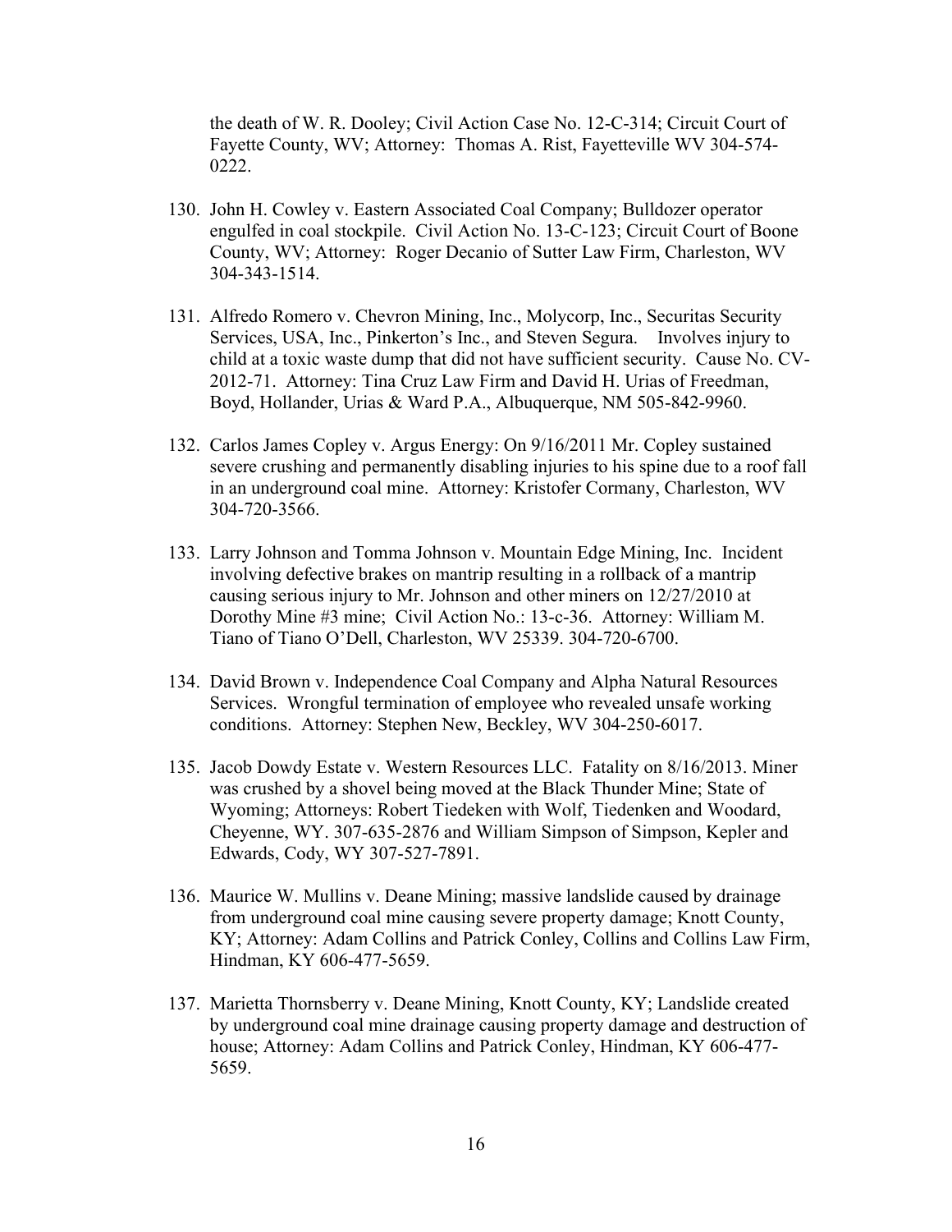the death of W. R. Dooley; Civil Action Case No. 12-C-314; Circuit Court of Fayette County, WV; Attorney: Thomas A. Rist, Fayetteville WV 304-574-0222.

130. John H. Cowley v. Eastern Associated Coal Company; Bulldozer operator engulfed in coal stockpile. Civil Action No. 13-C-123; Circuit Court of Boone County, WV; Attorney: Roger Decanio of Sutter Law Firm, Charleston, WV 304-343-1514.

131. Alfredo Romero v. Chevron Mining, Inc., Molycorp, Inc., Securitas Security Services, USA, Inc., Pinkerton's Inc., and Steven Segura. Involves injury to child at a toxic waste dump that did not have sufficient security. Cause No. CV-2012-71. Attorney: Tina Cruz Law Firm and David H. Urias of Freedman, Boyd, Hollander, Urias & Ward P.A., Albuquerque, NM 505-842-9960.

132. Carlos James Copley v. Argus Energy: On 9/16/2011 Mr. Copley sustained severe crushing and permanently disabling injuries to his spine due to a roof fall in an underground coal mine. Attorney: Kristofer Cormany, Charleston, WV 304-720-3566.

133. Larry Johnson and Tomma Johnson v. Mountain Edge Mining, Inc. Incident involving defective brakes on mantrip resulting in a rollback of a mantrip causing serious injury to Mr. Johnson and other miners on 12/27/2010 at Dorothy Mine #3 mine; Civil Action No.: 13-c-36. Attorney: William M. Tiano of Tiano O'Dell, Charleston, WV 25339. 304-720-6700.

134. David Brown v. Independence Coal Company and Alpha Natural Resources Services. Wrongful termination of employee who revealed unsafe working conditions. Attorney: Stephen New, Beckley, WV 304-250-6017.

135. Jacob Dowdy Estate v. Western Resources LLC. Fatality on 8/16/2013. Miner was crushed by a shovel being moved at the Black Thunder Mine; State of Wyoming; Attorneys: Robert Tiedeken with Wolf, Tiedenken and Woodard, Cheyenne, WY. 307-635-2876 and William Simpson of Simpson, Kepler and Edwards, Cody, WY 307-527-7891.

136. Maurice W. Mullins v. Deane Mining; massive landslide caused by drainage from underground coal mine causing severe property damage; Knott County, KY; Attorney: Adam Collins and Patrick Conley, Collins and Collins Law Firm, Hindman, KY 606-477-5659.

137. Marietta Thornsberry v. Deane Mining, Knott County, KY; Landslide created by underground coal mine drainage causing property damage and destruction of house; Attorney: Adam Collins and Patrick Conley, Hindman, KY 606-477-5659.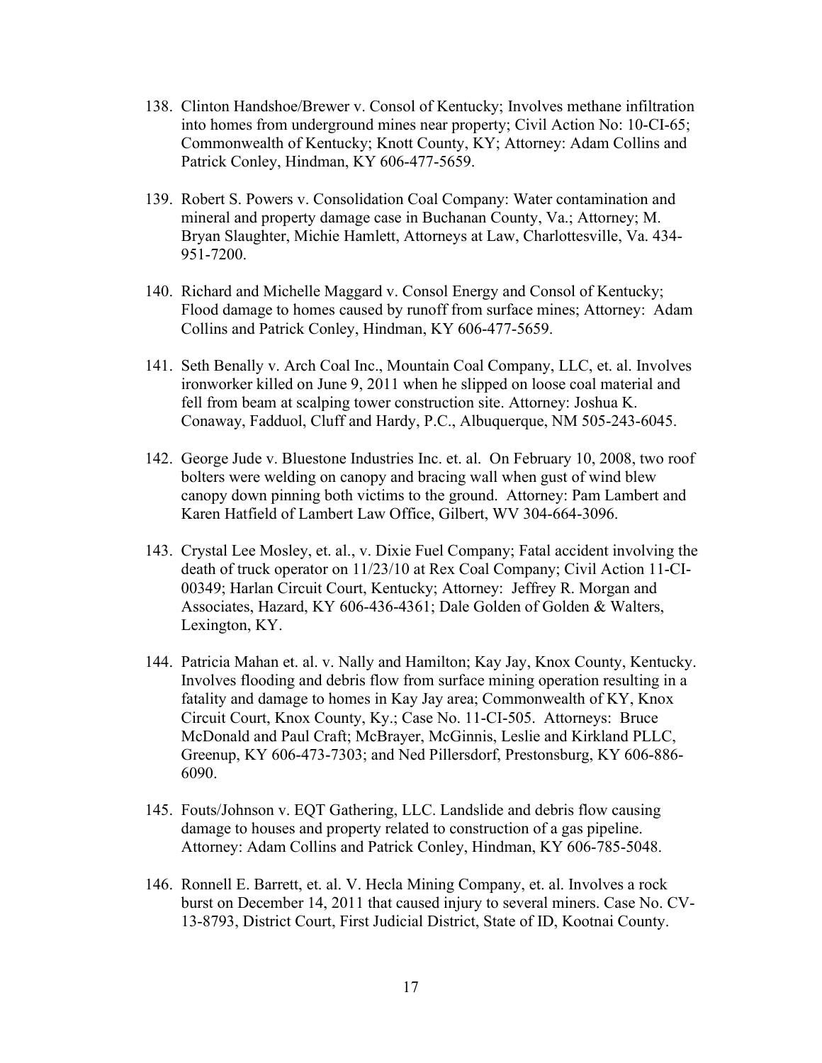138. Clinton Handshoe/Brewer v. Consol of Kentucky; Involves methane infiltration into homes from underground mines near property; Civil Action No: 10-CI-65; Commonwealth of Kentucky; Knott County, KY; Attorney: Adam Collins and Patrick Conley, Hindman, KY 606-477-5659.

139. Robert S. Powers v. Consolidation Coal Company: Water contamination and mineral and property damage case in Buchanan County, Va.; Attorney; M. Bryan Slaughter, Michie Hamlett, Attorneys at Law, Charlottesville, Va. 434-951-7200.

140. Richard and Michelle Maggard v. Consol Energy and Consol of Kentucky; Flood damage to homes caused by runoff from surface mines; Attorney: Adam Collins and Patrick Conley, Hindman, KY 606-477-5659.

141. Seth Benally v. Arch Coal Inc., Mountain Coal Company, LLC, et. al. Involves ironworker killed on June 9, 2011 when he slipped on loose coal material and fell from beam at scalping tower construction site. Attorney: Joshua K. Conaway, Fadduol, Cluff and Hardy, P.C., Albuquerque, NM 505-243-6045.

142. George Jude v. Bluestone Industries Inc. et. al. On February 10, 2008, two roof bolters were welding on canopy and bracing wall when gust of wind blew canopy down pinning both victims to the ground. Attorney: Pam Lambert and Karen Hatfield of Lambert Law Office, Gilbert, WV 304-664-3096.

143. Crystal Lee Mosley, et. al., v. Dixie Fuel Company; Fatal accident involving the death of truck operator on 11/23/10 at Rex Coal Company; Civil Action 11-CI-00349; Harlan Circuit Court, Kentucky; Attorney: Jeffrey R. Morgan and Associates, Hazard, KY 606-436-4361; Dale Golden of Golden & Walters, Lexington, KY.

144. Patricia Mahan et. al. v. Nally and Hamilton; Kay Jay, Knox County, Kentucky. Involves flooding and debris flow from surface mining operation resulting in a fatality and damage to homes in Kay Jay area; Commonwealth of KY, Knox Circuit Court, Knox County, Ky.; Case No. 11-CI-505. Attorneys: Bruce McDonald and Paul Craft; McBrayer, McGinnis, Leslie and Kirkland PLLC, Greenup, KY 606-473-7303; and Ned Pillersdorf, Prestonsburg, KY 606-886-6090.

145. Fouts/Johnson v. EQT Gathering, LLC. Landslide and debris flow causing damage to houses and property related to construction of a gas pipeline. Attorney: Adam Collins and Patrick Conley, Hindman, KY 606-785-5048.

146. Ronnell E. Barrett, et. al. V. Hecla Mining Company, et. al. Involves a rock burst on December 14, 2011 that caused injury to several miners. Case No. CV-13-8793, District Court, First Judicial District, State of ID, Kootnai County.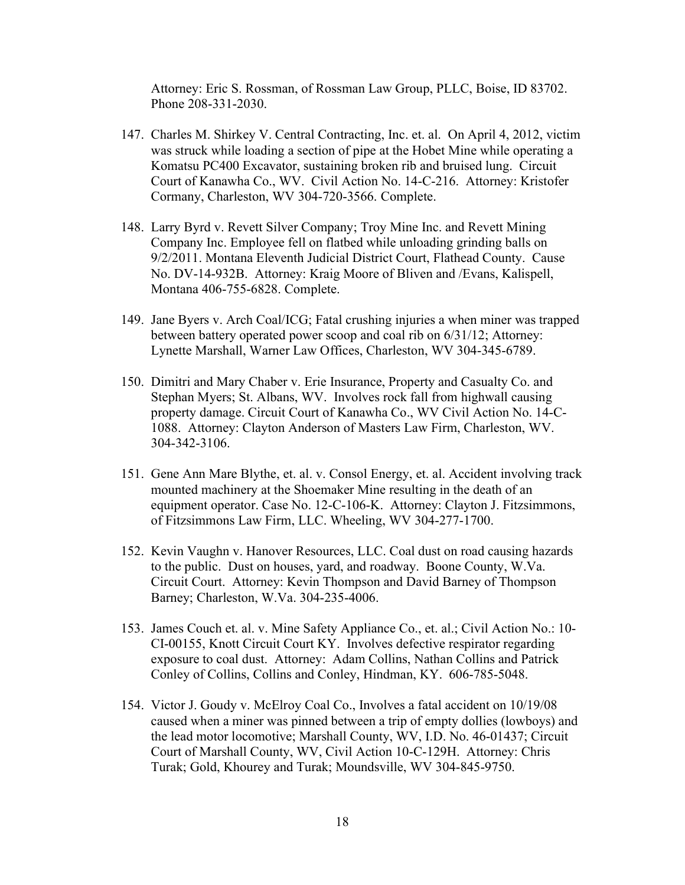Attorney: Eric S. Rossman, of Rossman Law Group, PLLC, Boise, ID 83702. Phone 208-331-2030.

147. Charles M. Shirkey V. Central Contracting, Inc. et. al. On April 4, 2012, victim was struck while loading a section of pipe at the Hobet Mine while operating a Komatsu PC400 Excavator, sustaining broken rib and bruised lung. Circuit Court of Kanawha Co., WV. Civil Action No. 14-C-216. Attorney: Kristofer Cormany, Charleston, WV 304-720-3566. Complete.

148. Larry Byrd v. Revett Silver Company; Troy Mine Inc. and Revett Mining Company Inc. Employee fell on flatbed while unloading grinding balls on 9/2/2011. Montana Eleventh Judicial District Court, Flathead County. Cause No. DV-14-932B. Attorney: Kraig Moore of Bliven and /Evans, Kalispell, Montana 406-755-6828. Complete.

149. Jane Byers v. Arch Coal/ICG; Fatal crushing injuries a when miner was trapped between battery operated power scoop and coal rib on 6/31/12; Attorney: Lynette Marshall, Warner Law Offices, Charleston, WV 304-345-6789.

150. Dimitri and Mary Chaber v. Erie Insurance, Property and Casualty Co. and Stephan Myers; St. Albans, WV. Involves rock fall from highwall causing property damage. Circuit Court of Kanawha Co., WV Civil Action No. 14-C-1088. Attorney: Clayton Anderson of Masters Law Firm, Charleston, WV. 304-342-3106.

151. Gene Ann Mare Blythe, et. al. v. Consol Energy, et. al. Accident involving track mounted machinery at the Shoemaker Mine resulting in the death of an equipment operator. Case No. 12-C-106-K. Attorney: Clayton J. Fitzsimmons, of Fitzsimmons Law Firm, LLC. Wheeling, WV 304-277-1700.

152. Kevin Vaughn v. Hanover Resources, LLC. Coal dust on road causing hazards to the public. Dust on houses, yard, and roadway. Boone County, W.Va. Circuit Court. Attorney: Kevin Thompson and David Barney of Thompson Barney; Charleston, W.Va. 304-235-4006.

153. James Couch et. al. v. Mine Safety Appliance Co., et. al.; Civil Action No.: 10-CI-00155, Knott Circuit Court KY. Involves defective respirator regarding exposure to coal dust. Attorney: Adam Collins, Nathan Collins and Patrick Conley of Collins, Collins and Conley, Hindman, KY. 606-785-5048.

154. Victor J. Goudy v. McElroy Coal Co., Involves a fatal accident on 10/19/08 caused when a miner was pinned between a trip of empty dollies (lowboys) and the lead motor locomotive; Marshall County, WV, I.D. No. 46-01437; Circuit Court of Marshall County, WV, Civil Action 10-C-129H. Attorney: Chris Turak; Gold, Khourey and Turak; Moundsville, WV 304-845-9750.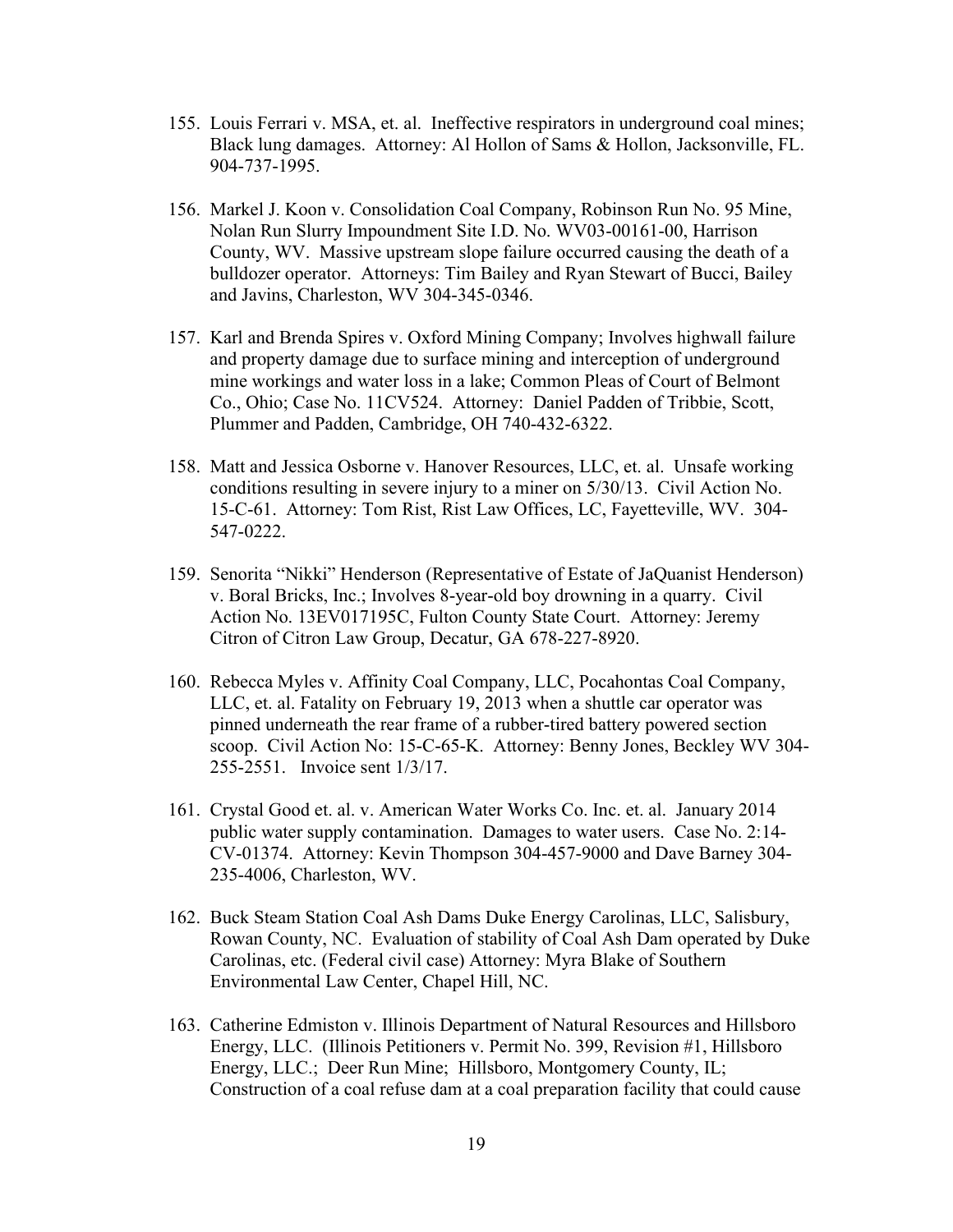155. Louis Ferrari v. MSA, et. al. Ineffective respirators in underground coal mines; Black lung damages. Attorney: Al Hollon of Sams & Hollon, Jacksonville, FL. 904-737-1995.

156. Markel J. Koon v. Consolidation Coal Company, Robinson Run No. 95 Mine, Nolan Run Slurry Impoundment Site I.D. No. WV03-00161-00, Harrison County, WV. Massive upstream slope failure occurred causing the death of a bulldozer operator. Attorneys: Tim Bailey and Ryan Stewart of Bucci, Bailey and Javins, Charleston, WV 304-345-0346.

157. Karl and Brenda Spires v. Oxford Mining Company; Involves highwall failure and property damage due to surface mining and interception of underground mine workings and water loss in a lake; Common Pleas of Court of Belmont Co., Ohio; Case No. 11CV524. Attorney: Daniel Padden of Tribbie, Scott, Plummer and Padden, Cambridge, OH 740-432-6322.

158. Matt and Jessica Osborne v. Hanover Resources, LLC, et. al. Unsafe working conditions resulting in severe injury to a miner on 5/30/13. Civil Action No. 15-C-61. Attorney: Tom Rist, Rist Law Offices, LC, Fayetteville, WV. 304-547-0222.

159. Senorita "Nikki" Henderson (Representative of Estate of JaQuanist Henderson) v. Boral Bricks, Inc.; Involves 8-year-old boy drowning in a quarry. Civil Action No. 13EV017195C, Fulton County State Court. Attorney: Jeremy Citron of Citron Law Group, Decatur, GA 678-227-8920.

160. Rebecca Myles v. Affinity Coal Company, LLC, Pocahontas Coal Company, LLC, et. al. Fatality on February 19, 2013 when a shuttle car operator was pinned underneath the rear frame of a rubber-tired battery powered section scoop. Civil Action No: 15-C-65-K. Attorney: Benny Jones, Beckley WV 304-255-2551. Invoice sent 1/3/17.

161. Crystal Good et. al. v. American Water Works Co. Inc. et. al. January 2014 public water supply contamination. Damages to water users. Case No. 2:14-CV-01374. Attorney: Kevin Thompson 304-457-9000 and Dave Barney 304-235-4006, Charleston, WV.

162. Buck Steam Station Coal Ash Dams Duke Energy Carolinas, LLC, Salisbury, Rowan County, NC. Evaluation of stability of Coal Ash Dam operated by Duke Carolinas, etc. (Federal civil case) Attorney: Myra Blake of Southern Environmental Law Center, Chapel Hill, NC.

163. Catherine Edmiston v. Illinois Department of Natural Resources and Hillsboro Energy, LLC. (Illinois Petitioners v. Permit No. 399, Revision #1, Hillsboro Energy, LLC.; Deer Run Mine; Hillsboro, Montgomery County, IL; Construction of a coal refuse dam at a coal preparation facility that could cause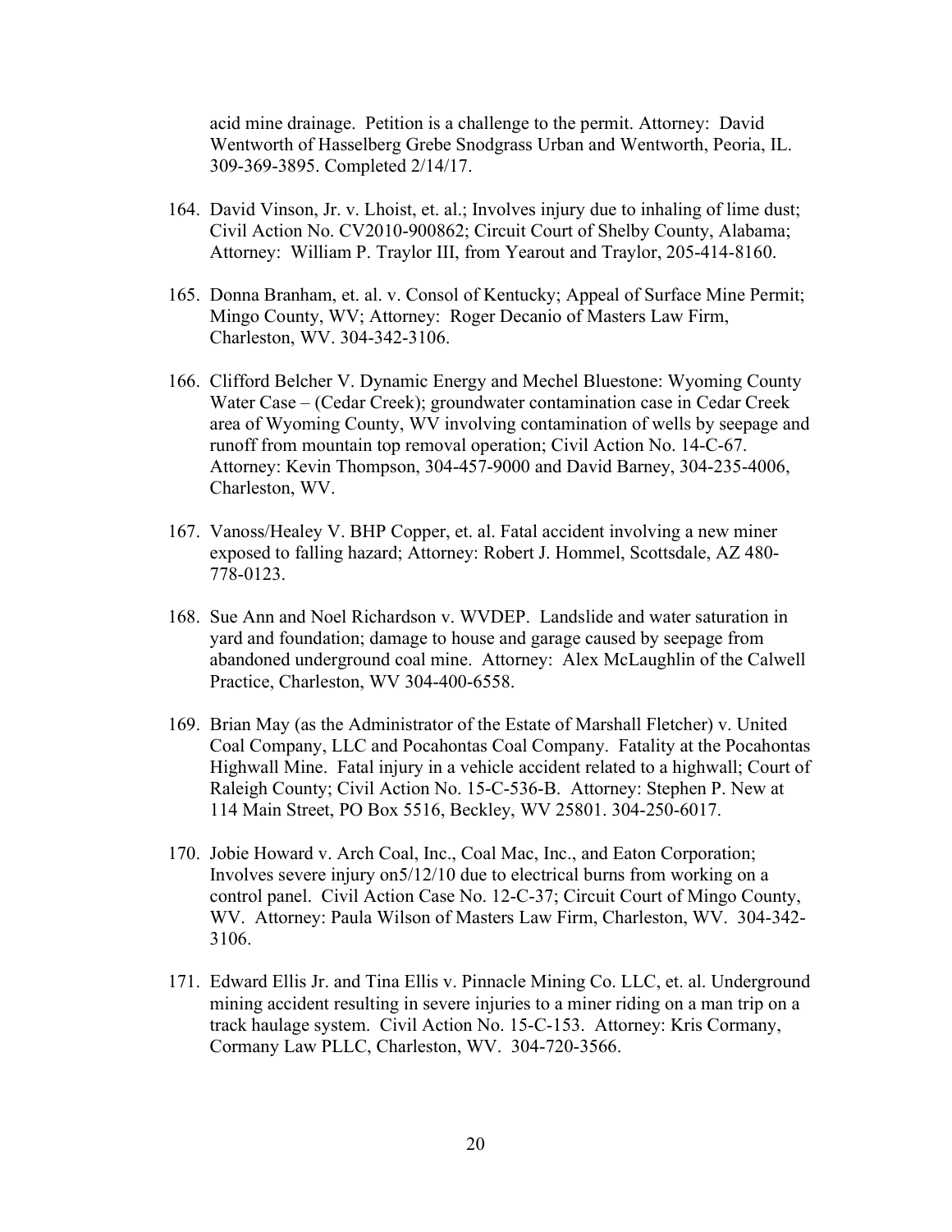acid mine drainage. Petition is a challenge to the permit. Attorney: David Wentworth of Hasselberg Grebe Snodgrass Urban and Wentworth, Peoria, IL. 309-369-3895. Completed 2/14/17.

164. David Vinson, Jr. v. Lhoist, et. al.; Involves injury due to inhaling of lime dust; Civil Action No. CV2010-900862; Circuit Court of Shelby County, Alabama; Attorney: William P. Traylor III, from Yearout and Traylor, 205-414-8160.

165. Donna Branham, et. al. v. Consol of Kentucky; Appeal of Surface Mine Permit; Mingo County, WV; Attorney: Roger Decanio of Masters Law Firm, Charleston, WV. 304-342-3106.

166. Clifford Belcher V. Dynamic Energy and Mechel Bluestone: Wyoming County Water Case – (Cedar Creek); groundwater contamination case in Cedar Creek area of Wyoming County, WV involving contamination of wells by seepage and runoff from mountain top removal operation; Civil Action No. 14-C-67. Attorney: Kevin Thompson, 304-457-9000 and David Barney, 304-235-4006, Charleston, WV.

167. Vanoss/Healey V. BHP Copper, et. al. Fatal accident involving a new miner exposed to falling hazard; Attorney: Robert J. Hommel, Scottsdale, AZ 480-778-0123.

168. Sue Ann and Noel Richardson v. WVDEP. Landslide and water saturation in yard and foundation; damage to house and garage caused by seepage from abandoned underground coal mine. Attorney: Alex McLaughlin of the Calwell Practice, Charleston, WV 304-400-6558.

169. Brian May (as the Administrator of the Estate of Marshall Fletcher) v. United Coal Company, LLC and Pocahontas Coal Company. Fatality at the Pocahontas Highwall Mine. Fatal injury in a vehicle accident related to a highwall; Court of Raleigh County; Civil Action No. 15-C-536-B. Attorney: Stephen P. New at 114 Main Street, PO Box 5516, Beckley, WV 25801. 304-250-6017.

170. Jobie Howard v. Arch Coal, Inc., Coal Mac, Inc., and Eaton Corporation; Involves severe injury on5/12/10 due to electrical burns from working on a control panel. Civil Action Case No. 12-C-37; Circuit Court of Mingo County, WV. Attorney: Paula Wilson of Masters Law Firm, Charleston, WV. 304-342-3106.

171. Edward Ellis Jr. and Tina Ellis v. Pinnacle Mining Co. LLC, et. al. Underground mining accident resulting in severe injuries to a miner riding on a man trip on a track haulage system. Civil Action No. 15-C-153. Attorney: Kris Cormany, Cormany Law PLLC, Charleston, WV. 304-720-3566.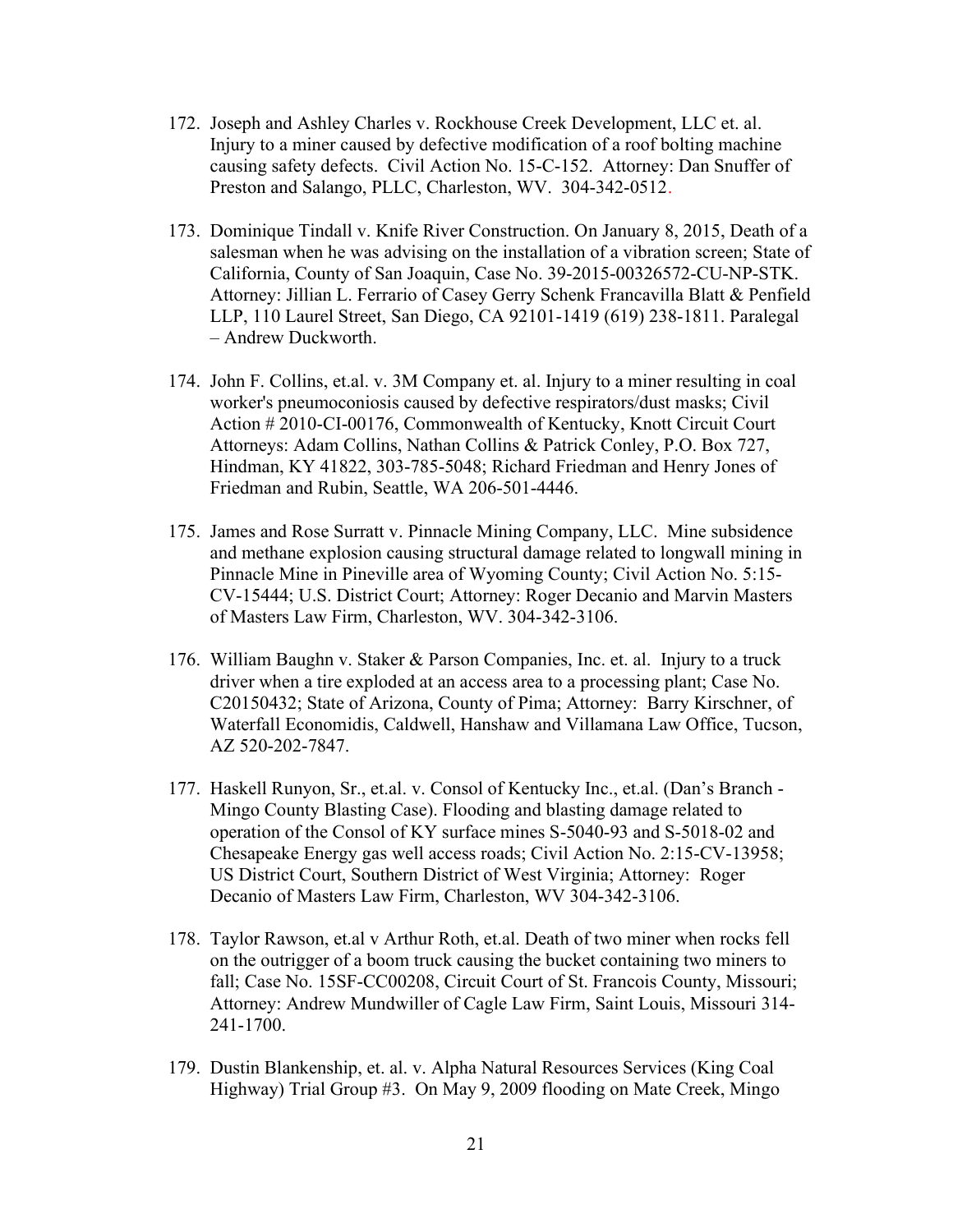172. Joseph and Ashley Charles v. Rockhouse Creek Development, LLC et. al. Injury to a miner caused by defective modification of a roof bolting machine causing safety defects. Civil Action No. 15-C-152. Attorney: Dan Snuffer of Preston and Salango, PLLC, Charleston, WV. 304-342-0512.

173. Dominique Tindall v. Knife River Construction. On January 8, 2015, Death of a salesman when he was advising on the installation of a vibration screen; State of California, County of San Joaquin, Case No. 39-2015-00326572-CU-NP-STK. Attorney: Jillian L. Ferrario of Casey Gerry Schenk Francavilla Blatt & Penfield LLP, 110 Laurel Street, San Diego, CA 92101-1419 (619) 238-1811. Paralegal – Andrew Duckworth.

174. John F. Collins, et.al. v. 3M Company et. al. Injury to a miner resulting in coal worker's pneumoconiosis caused by defective respirators/dust masks; Civil Action # 2010-CI-00176, Commonwealth of Kentucky, Knott Circuit Court Attorneys: Adam Collins, Nathan Collins & Patrick Conley, P.O. Box 727, Hindman, KY 41822, 303-785-5048; Richard Friedman and Henry Jones of Friedman and Rubin, Seattle, WA 206-501-4446.

175. James and Rose Surratt v. Pinnacle Mining Company, LLC. Mine subsidence and methane explosion causing structural damage related to longwall mining in Pinnacle Mine in Pineville area of Wyoming County; Civil Action No. 5:15-CV-15444; U.S. District Court; Attorney: Roger Decanio and Marvin Masters of Masters Law Firm, Charleston, WV. 304-342-3106.

176. William Baughn v. Staker & Parson Companies, Inc. et. al. Injury to a truck driver when a tire exploded at an access area to a processing plant; Case No. C20150432; State of Arizona, County of Pima; Attorney: Barry Kirschner, of Waterfall Economidis, Caldwell, Hanshaw and Villamana Law Office, Tucson, AZ 520-202-7847.

177. Haskell Runyon, Sr., et.al. v. Consol of Kentucky Inc., et.al. (Dan's Branch - Mingo County Blasting Case). Flooding and blasting damage related to operation of the Consol of KY surface mines S-5040-93 and S-5018-02 and Chesapeake Energy gas well access roads; Civil Action No. 2:15-CV-13958; US District Court, Southern District of West Virginia; Attorney: Roger Decanio of Masters Law Firm, Charleston, WV 304-342-3106.

178. Taylor Rawson, et.al v Arthur Roth, et.al. Death of two miner when rocks fell on the outrigger of a boom truck causing the bucket containing two miners to fall; Case No. 15SF-CC00208, Circuit Court of St. Francois County, Missouri; Attorney: Andrew Mundwiller of Cagle Law Firm, Saint Louis, Missouri 314-241-1700.

179. Dustin Blankenship, et. al. v. Alpha Natural Resources Services (King Coal Highway) Trial Group #3. On May 9, 2009 flooding on Mate Creek, Mingo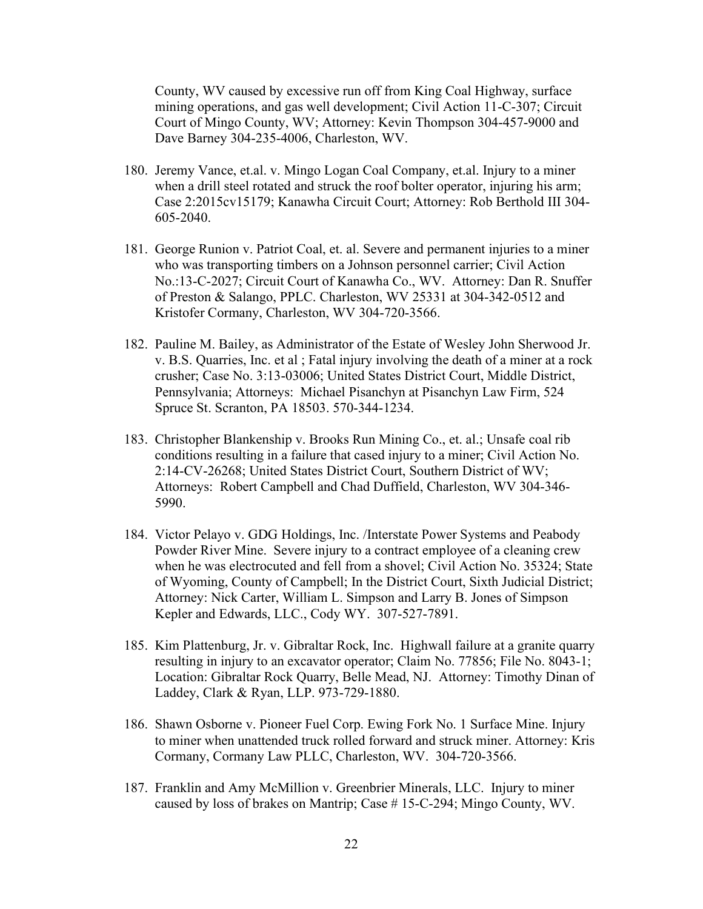County, WV caused by excessive run off from King Coal Highway, surface mining operations, and gas well development; Civil Action 11-C-307; Circuit Court of Mingo County, WV; Attorney: Kevin Thompson 304-457-9000 and Dave Barney 304-235-4006, Charleston, WV.

180. Jeremy Vance, et.al. v. Mingo Logan Coal Company, et.al. Injury to a miner when a drill steel rotated and struck the roof bolter operator, injuring his arm; Case 2:2015cv15179; Kanawha Circuit Court; Attorney: Rob Berthold III 304-605-2040.

181. George Runion v. Patriot Coal, et. al. Severe and permanent injuries to a miner who was transporting timbers on a Johnson personnel carrier; Civil Action No.:13-C-2027; Circuit Court of Kanawha Co., WV. Attorney: Dan R. Snuffer of Preston & Salango, PPLC. Charleston, WV 25331 at 304-342-0512 and Kristofer Cormany, Charleston, WV 304-720-3566.

182. Pauline M. Bailey, as Administrator of the Estate of Wesley John Sherwood Jr. v. B.S. Quarries, Inc. et al ; Fatal injury involving the death of a miner at a rock crusher; Case No. 3:13-03006; United States District Court, Middle District, Pennsylvania; Attorneys: Michael Pisanchyn at Pisanchyn Law Firm, 524 Spruce St. Scranton, PA 18503. 570-344-1234.

183. Christopher Blankenship v. Brooks Run Mining Co., et. al.; Unsafe coal rib conditions resulting in a failure that cased injury to a miner; Civil Action No. 2:14-CV-26268; United States District Court, Southern District of WV; Attorneys: Robert Campbell and Chad Duffield, Charleston, WV 304-346-5990.

184. Victor Pelayo v. GDG Holdings, Inc. /Interstate Power Systems and Peabody Powder River Mine. Severe injury to a contract employee of a cleaning crew when he was electrocuted and fell from a shovel; Civil Action No. 35324; State of Wyoming, County of Campbell; In the District Court, Sixth Judicial District; Attorney: Nick Carter, William L. Simpson and Larry B. Jones of Simpson Kepler and Edwards, LLC., Cody WY. 307-527-7891.

185. Kim Plattenburg, Jr. v. Gibraltar Rock, Inc. Highwall failure at a granite quarry resulting in injury to an excavator operator; Claim No. 77856; File No. 8043-1; Location: Gibraltar Rock Quarry, Belle Mead, NJ. Attorney: Timothy Dinan of Laddey, Clark & Ryan, LLP. 973-729-1880.

186. Shawn Osborne v. Pioneer Fuel Corp. Ewing Fork No. 1 Surface Mine. Injury to miner when unattended truck rolled forward and struck miner. Attorney: Kris Cormany, Cormany Law PLLC, Charleston, WV. 304-720-3566.

187. Franklin and Amy McMillion v. Greenbrier Minerals, LLC. Injury to miner caused by loss of brakes on Mantrip; Case # 15-C-294; Mingo County, WV.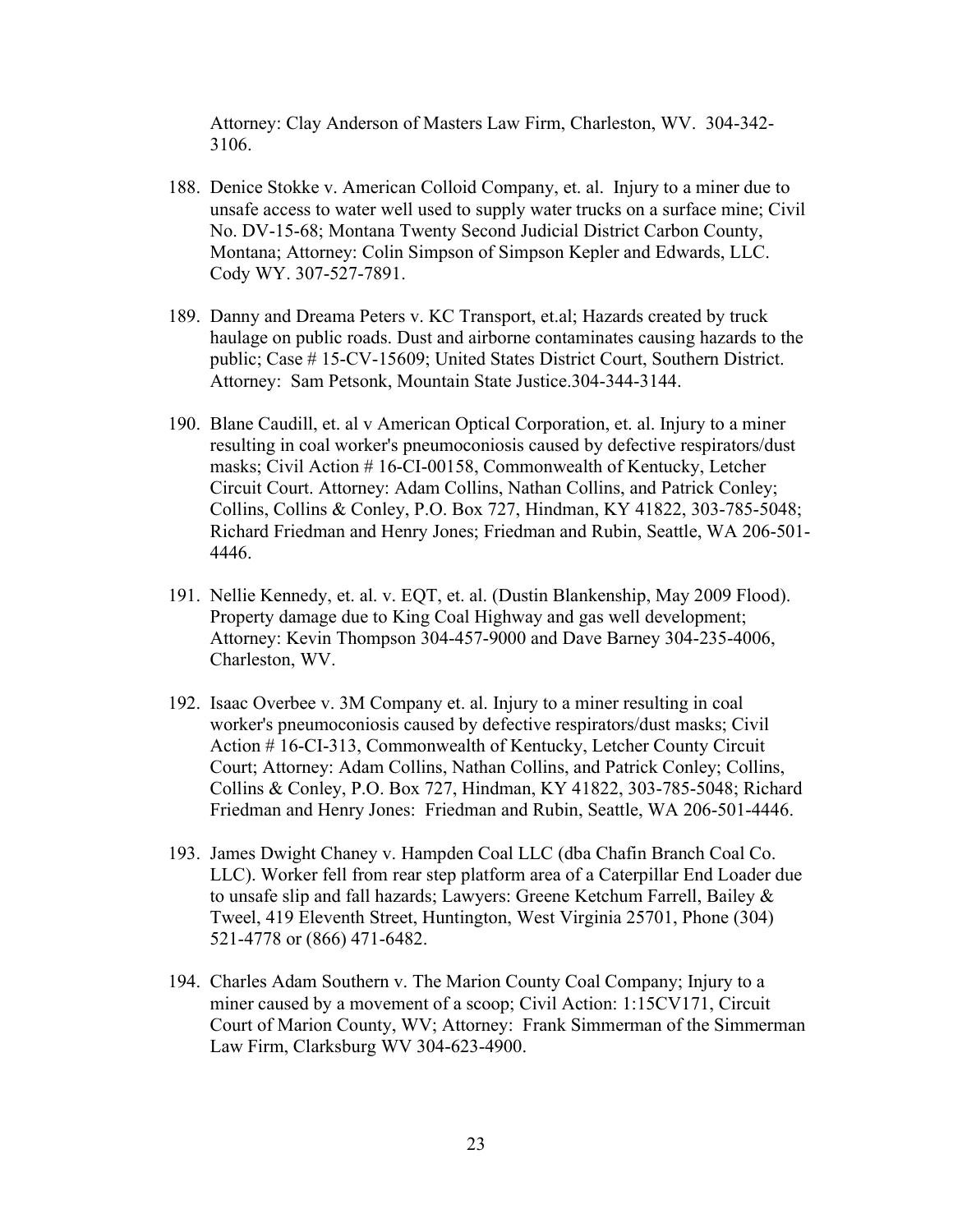Attorney: Clay Anderson of Masters Law Firm, Charleston, WV. 304-342-3106.

188. Denice Stokke v. American Colloid Company, et. al. Injury to a miner due to unsafe access to water well used to supply water trucks on a surface mine; Civil No. DV-15-68; Montana Twenty Second Judicial District Carbon County, Montana; Attorney: Colin Simpson of Simpson Kepler and Edwards, LLC. Cody WY. 307-527-7891.

189. Danny and Dreama Peters v. KC Transport, et.al; Hazards created by truck haulage on public roads. Dust and airborne contaminates causing hazards to the public; Case # 15-CV-15609; United States District Court, Southern District. Attorney: Sam Petsonk, Mountain State Justice.304-344-3144.

190. Blane Caudill, et. al v American Optical Corporation, et. al. Injury to a miner resulting in coal worker's pneumoconiosis caused by defective respirators/dust masks; Civil Action # 16-CI-00158, Commonwealth of Kentucky, Letcher Circuit Court. Attorney: Adam Collins, Nathan Collins, and Patrick Conley; Collins, Collins & Conley, P.O. Box 727, Hindman, KY 41822, 303-785-5048; Richard Friedman and Henry Jones; Friedman and Rubin, Seattle, WA 206-501-4446.

191. Nellie Kennedy, et. al. v. EQT, et. al. (Dustin Blankenship, May 2009 Flood). Property damage due to King Coal Highway and gas well development; Attorney: Kevin Thompson 304-457-9000 and Dave Barney 304-235-4006, Charleston, WV.

192. Isaac Overbee v. 3M Company et. al. Injury to a miner resulting in coal worker's pneumoconiosis caused by defective respirators/dust masks; Civil Action # 16-CI-313, Commonwealth of Kentucky, Letcher County Circuit Court; Attorney: Adam Collins, Nathan Collins, and Patrick Conley; Collins, Collins & Conley, P.O. Box 727, Hindman, KY 41822, 303-785-5048; Richard Friedman and Henry Jones: Friedman and Rubin, Seattle, WA 206-501-4446.

193. James Dwight Chaney v. Hampden Coal LLC (dba Chafin Branch Coal Co. LLC). Worker fell from rear step platform area of a Caterpillar End Loader due to unsafe slip and fall hazards; Lawyers: Greene Ketchum Farrell, Bailey & Tweel, 419 Eleventh Street, Huntington, West Virginia 25701, Phone (304) 521-4778 or (866) 471-6482.

194. Charles Adam Southern v. The Marion County Coal Company; Injury to a miner caused by a movement of a scoop; Civil Action: 1:15CV171, Circuit Court of Marion County, WV; Attorney: Frank Simmerman of the Simmerman Law Firm, Clarksburg WV 304-623-4900.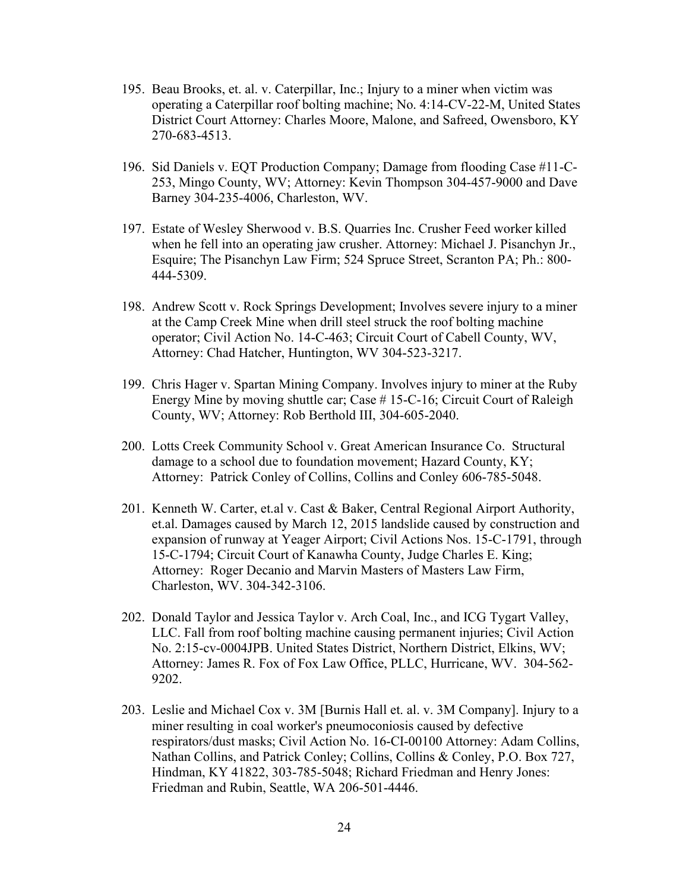195. Beau Brooks, et. al. v. Caterpillar, Inc.; Injury to a miner when victim was operating a Caterpillar roof bolting machine; No. 4:14-CV-22-M, United States District Court Attorney: Charles Moore, Malone, and Safreed, Owensboro, KY 270-683-4513.

196. Sid Daniels v. EQT Production Company; Damage from flooding Case #11-C-253, Mingo County, WV; Attorney: Kevin Thompson 304-457-9000 and Dave Barney 304-235-4006, Charleston, WV.

197. Estate of Wesley Sherwood v. B.S. Quarries Inc. Crusher Feed worker killed when he fell into an operating jaw crusher. Attorney: Michael J. Pisanchyn Jr., Esquire; The Pisanchyn Law Firm; 524 Spruce Street, Scranton PA; Ph.: 800-444-5309.

198. Andrew Scott v. Rock Springs Development; Involves severe injury to a miner at the Camp Creek Mine when drill steel struck the roof bolting machine operator; Civil Action No. 14-C-463; Circuit Court of Cabell County, WV, Attorney: Chad Hatcher, Huntington, WV 304-523-3217.

199. Chris Hager v. Spartan Mining Company. Involves injury to miner at the Ruby Energy Mine by moving shuttle car; Case # 15-C-16; Circuit Court of Raleigh County, WV; Attorney: Rob Berthold III, 304-605-2040.

200. Lotts Creek Community School v. Great American Insurance Co. Structural damage to a school due to foundation movement; Hazard County, KY; Attorney: Patrick Conley of Collins, Collins and Conley 606-785-5048.

201. Kenneth W. Carter, et.al v. Cast & Baker, Central Regional Airport Authority, et.al. Damages caused by March 12, 2015 landslide caused by construction and expansion of runway at Yeager Airport; Civil Actions Nos. 15-C-1791, through 15-C-1794; Circuit Court of Kanawha County, Judge Charles E. King; Attorney: Roger Decanio and Marvin Masters of Masters Law Firm, Charleston, WV. 304-342-3106.

202. Donald Taylor and Jessica Taylor v. Arch Coal, Inc., and ICG Tygart Valley, LLC. Fall from roof bolting machine causing permanent injuries; Civil Action No. 2:15-cv-0004JPB. United States District, Northern District, Elkins, WV; Attorney: James R. Fox of Fox Law Office, PLLC, Hurricane, WV. 304-562-9202.

203. Leslie and Michael Cox v. 3M [Burnis Hall et. al. v. 3M Company]. Injury to a miner resulting in coal worker's pneumoconiosis caused by defective respirators/dust masks; Civil Action No. 16-CI-00100 Attorney: Adam Collins, Nathan Collins, and Patrick Conley; Collins, Collins & Conley, P.O. Box 727, Hindman, KY 41822, 303-785-5048; Richard Friedman and Henry Jones: Friedman and Rubin, Seattle, WA 206-501-4446.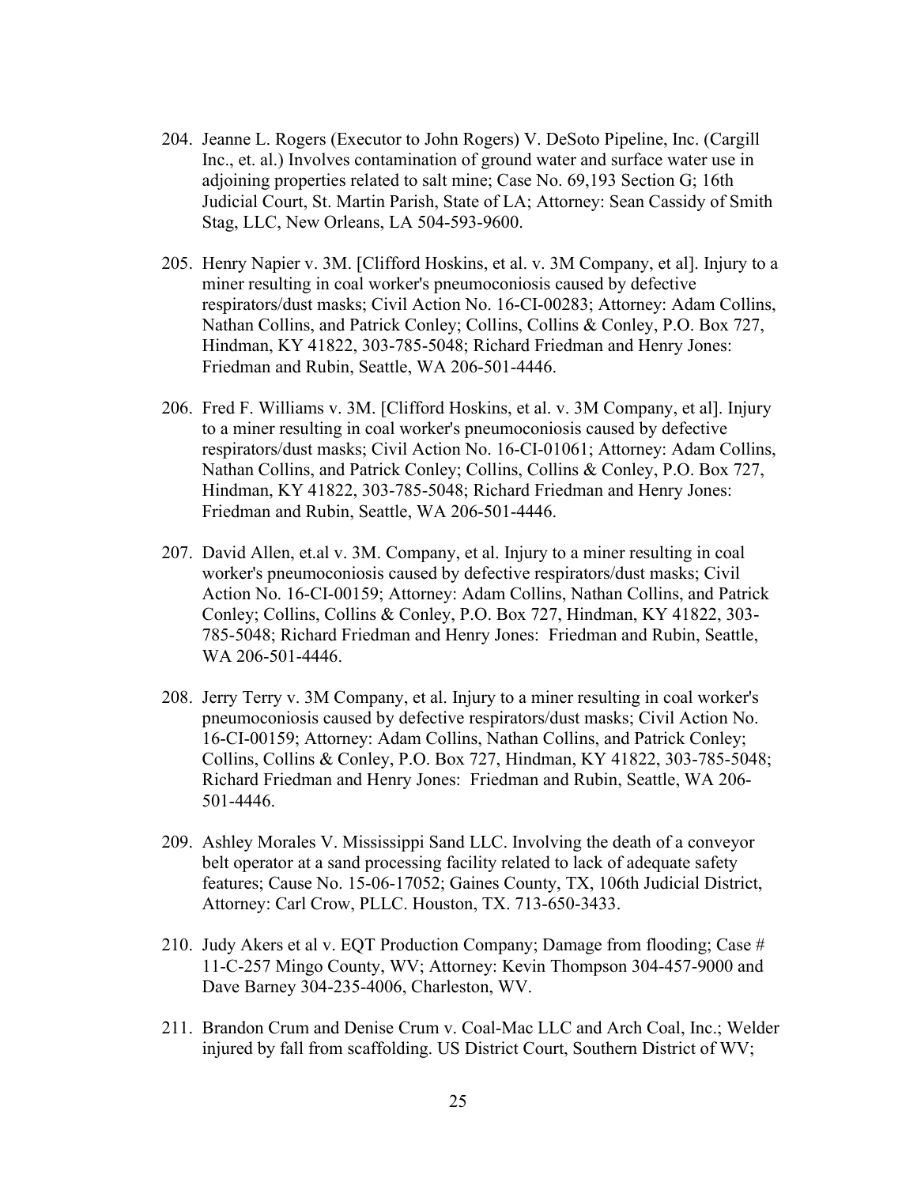204. Jeanne L. Rogers (Executor to John Rogers) V. DeSoto Pipeline, Inc. (Cargill Inc., et. al.) Involves contamination of ground water and surface water use in adjoining properties related to salt mine; Case No. 69,193 Section G; 16th Judicial Court, St. Martin Parish, State of LA; Attorney: Sean Cassidy of Smith Stag, LLC, New Orleans, LA 504-593-9600.

205. Henry Napier v. 3M. [Clifford Hoskins, et al. v. 3M Company, et al]. Injury to a miner resulting in coal worker's pneumoconiosis caused by defective respirators/dust masks; Civil Action No. 16-CI-00283; Attorney: Adam Collins, Nathan Collins, and Patrick Conley; Collins, Collins & Conley, P.O. Box 727, Hindman, KY 41822, 303-785-5048; Richard Friedman and Henry Jones: Friedman and Rubin, Seattle, WA 206-501-4446.

206. Fred F. Williams v. 3M. [Clifford Hoskins, et al. v. 3M Company, et al]. Injury to a miner resulting in coal worker's pneumoconiosis caused by defective respirators/dust masks; Civil Action No. 16-CI-01061; Attorney: Adam Collins, Nathan Collins, and Patrick Conley; Collins, Collins & Conley, P.O. Box 727, Hindman, KY 41822, 303-785-5048; Richard Friedman and Henry Jones: Friedman and Rubin, Seattle, WA 206-501-4446.

207. David Allen, et.al v. 3M. Company, et al. Injury to a miner resulting in coal worker's pneumoconiosis caused by defective respirators/dust masks; Civil Action No. 16-CI-00159; Attorney: Adam Collins, Nathan Collins, and Patrick Conley; Collins, Collins & Conley, P.O. Box 727, Hindman, KY 41822, 303-785-5048; Richard Friedman and Henry Jones: Friedman and Rubin, Seattle, WA 206-501-4446.

208. Jerry Terry v. 3M Company, et al. Injury to a miner resulting in coal worker's pneumoconiosis caused by defective respirators/dust masks; Civil Action No. 16-CI-00159; Attorney: Adam Collins, Nathan Collins, and Patrick Conley; Collins, Collins & Conley, P.O. Box 727, Hindman, KY 41822, 303-785-5048; Richard Friedman and Henry Jones: Friedman and Rubin, Seattle, WA 206-501-4446.

209. Ashley Morales V. Mississippi Sand LLC. Involving the death of a conveyor belt operator at a sand processing facility related to lack of adequate safety features; Cause No. 15-06-17052; Gaines County, TX, 106th Judicial District, Attorney: Carl Crow, PLLC. Houston, TX. 713-650-3433.

210. Judy Akers et al v. EQT Production Company; Damage from flooding; Case # 11-C-257 Mingo County, WV; Attorney: Kevin Thompson 304-457-9000 and Dave Barney 304-235-4006, Charleston, WV.

211. Brandon Crum and Denise Crum v. Coal-Mac LLC and Arch Coal, Inc.; Welder injured by fall from scaffolding. US District Court, Southern District of WV;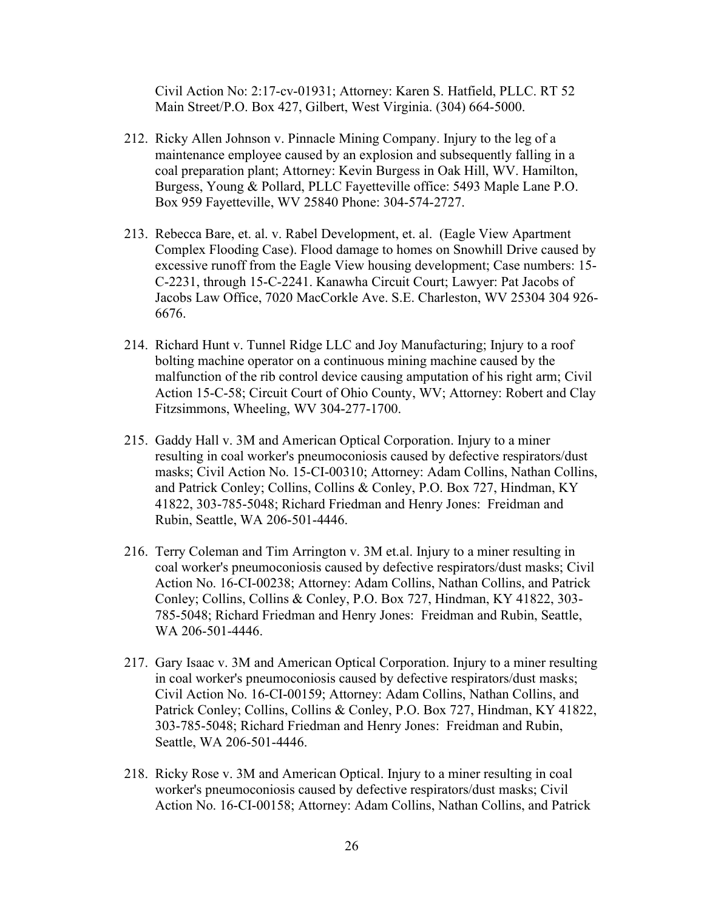Civil Action No: 2:17-cv-01931; Attorney: Karen S. Hatfield, PLLC. RT 52 Main Street/P.O. Box 427, Gilbert, West Virginia. (304) 664-5000.

212. Ricky Allen Johnson v. Pinnacle Mining Company. Injury to the leg of a maintenance employee caused by an explosion and subsequently falling in a coal preparation plant; Attorney: Kevin Burgess in Oak Hill, WV. Hamilton, Burgess, Young & Pollard, PLLC Fayetteville office: 5493 Maple Lane P.O. Box 959 Fayetteville, WV 25840 Phone: 304-574-2727.

213. Rebecca Bare, et. al. v. Rabel Development, et. al. (Eagle View Apartment Complex Flooding Case). Flood damage to homes on Snowhill Drive caused by excessive runoff from the Eagle View housing development; Case numbers: 15-C-2231, through 15-C-2241. Kanawha Circuit Court; Lawyer: Pat Jacobs of Jacobs Law Office, 7020 MacCorkle Ave. S.E. Charleston, WV 25304 304 926-6676.

214. Richard Hunt v. Tunnel Ridge LLC and Joy Manufacturing; Injury to a roof bolting machine operator on a continuous mining machine caused by the malfunction of the rib control device causing amputation of his right arm; Civil Action 15-C-58; Circuit Court of Ohio County, WV; Attorney: Robert and Clay Fitzsimmons, Wheeling, WV 304-277-1700.

215. Gaddy Hall v. 3M and American Optical Corporation. Injury to a miner resulting in coal worker's pneumoconiosis caused by defective respirators/dust masks; Civil Action No. 15-CI-00310; Attorney: Adam Collins, Nathan Collins, and Patrick Conley; Collins, Collins & Conley, P.O. Box 727, Hindman, KY 41822, 303-785-5048; Richard Friedman and Henry Jones: Freidman and Rubin, Seattle, WA 206-501-4446.

216. Terry Coleman and Tim Arrington v. 3M et.al. Injury to a miner resulting in coal worker's pneumoconiosis caused by defective respirators/dust masks; Civil Action No. 16-CI-00238; Attorney: Adam Collins, Nathan Collins, and Patrick Conley; Collins, Collins & Conley, P.O. Box 727, Hindman, KY 41822, 303-785-5048; Richard Friedman and Henry Jones: Freidman and Rubin, Seattle, WA 206-501-4446.

217. Gary Isaac v. 3M and American Optical Corporation. Injury to a miner resulting in coal worker's pneumoconiosis caused by defective respirators/dust masks; Civil Action No. 16-CI-00159; Attorney: Adam Collins, Nathan Collins, and Patrick Conley; Collins, Collins & Conley, P.O. Box 727, Hindman, KY 41822, 303-785-5048; Richard Friedman and Henry Jones: Freidman and Rubin, Seattle, WA 206-501-4446.

218. Ricky Rose v. 3M and American Optical. Injury to a miner resulting in coal worker's pneumoconiosis caused by defective respirators/dust masks; Civil Action No. 16-CI-00158; Attorney: Adam Collins, Nathan Collins, and Patrick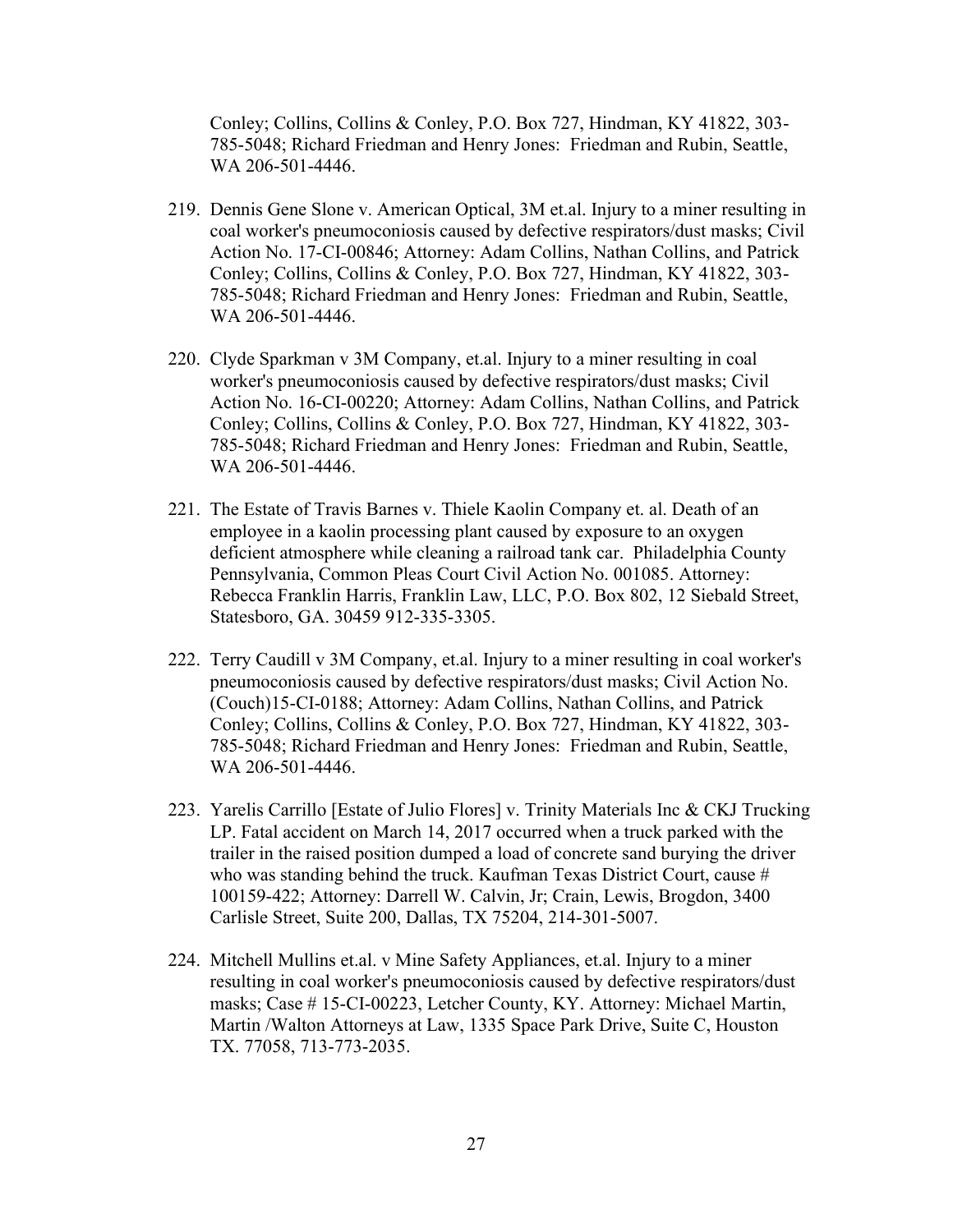Conley; Collins, Collins & Conley, P.O. Box 727, Hindman, KY 41822, 303-785-5048; Richard Friedman and Henry Jones: Friedman and Rubin, Seattle, WA 206-501-4446.

219. Dennis Gene Slone v. American Optical, 3M et.al. Injury to a miner resulting in coal worker's pneumoconiosis caused by defective respirators/dust masks; Civil Action No. 17-CI-00846; Attorney: Adam Collins, Nathan Collins, and Patrick Conley; Collins, Collins & Conley, P.O. Box 727, Hindman, KY 41822, 303-785-5048; Richard Friedman and Henry Jones: Friedman and Rubin, Seattle, WA 206-501-4446.

220. Clyde Sparkman v 3M Company, et.al. Injury to a miner resulting in coal worker's pneumoconiosis caused by defective respirators/dust masks; Civil Action No. 16-CI-00220; Attorney: Adam Collins, Nathan Collins, and Patrick Conley; Collins, Collins & Conley, P.O. Box 727, Hindman, KY 41822, 303-785-5048; Richard Friedman and Henry Jones: Friedman and Rubin, Seattle, WA 206-501-4446.

221. The Estate of Travis Barnes v. Thiele Kaolin Company et. al. Death of an employee in a kaolin processing plant caused by exposure to an oxygen deficient atmosphere while cleaning a railroad tank car. Philadelphia County Pennsylvania, Common Pleas Court Civil Action No. 001085. Attorney: Rebecca Franklin Harris, Franklin Law, LLC, P.O. Box 802, 12 Siebald Street, Statesboro, GA. 30459 912-335-3305.

222. Terry Caudill v 3M Company, et.al. Injury to a miner resulting in coal worker's pneumoconiosis caused by defective respirators/dust masks; Civil Action No. (Couch)15-CI-0188; Attorney: Adam Collins, Nathan Collins, and Patrick Conley; Collins, Collins & Conley, P.O. Box 727, Hindman, KY 41822, 303-785-5048; Richard Friedman and Henry Jones: Friedman and Rubin, Seattle, WA 206-501-4446.

223. Yarelis Carrillo [Estate of Julio Flores] v. Trinity Materials Inc & CKJ Trucking LP. Fatal accident on March 14, 2017 occurred when a truck parked with the trailer in the raised position dumped a load of concrete sand burying the driver who was standing behind the truck. Kaufman Texas District Court, cause # 100159-422; Attorney: Darrell W. Calvin, Jr; Crain, Lewis, Brogdon, 3400 Carlisle Street, Suite 200, Dallas, TX 75204, 214-301-5007.

224. Mitchell Mullins et.al. v Mine Safety Appliances, et.al. Injury to a miner resulting in coal worker's pneumoconiosis caused by defective respirators/dust masks; Case # 15-CI-00223, Letcher County, KY. Attorney: Michael Martin, Martin /Walton Attorneys at Law, 1335 Space Park Drive, Suite C, Houston TX. 77058, 713-773-2035.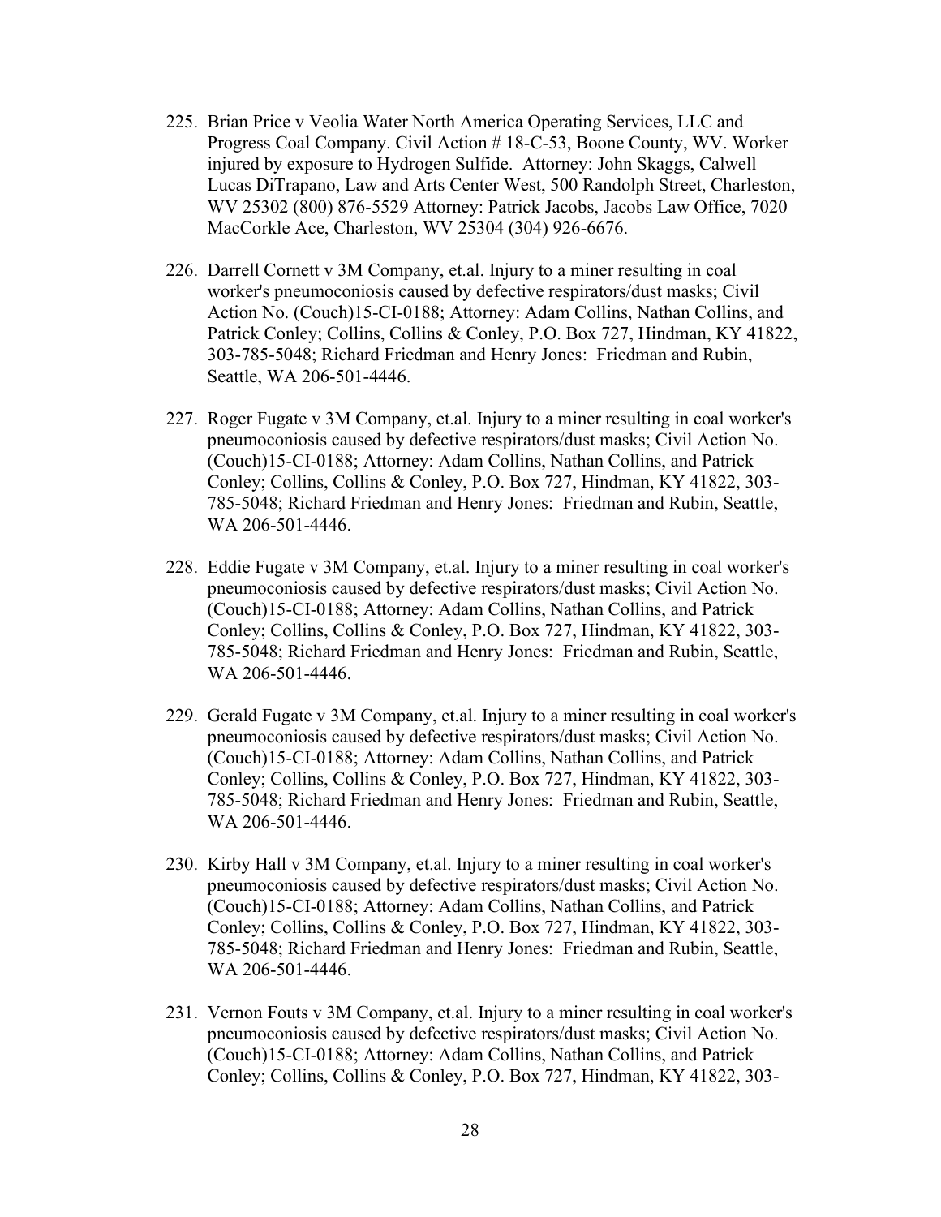225. Brian Price v Veolia Water North America Operating Services, LLC and Progress Coal Company. Civil Action # 18-C-53, Boone County, WV. Worker injured by exposure to Hydrogen Sulfide. Attorney: John Skaggs, Calwell Lucas DiTrapano, Law and Arts Center West, 500 Randolph Street, Charleston, WV 25302 (800) 876-5529 Attorney: Patrick Jacobs, Jacobs Law Office, 7020 MacCorkle Ace, Charleston, WV 25304 (304) 926-6676.

226. Darrell Cornett v 3M Company, et.al. Injury to a miner resulting in coal worker's pneumoconiosis caused by defective respirators/dust masks; Civil Action No. (Couch)15-CI-0188; Attorney: Adam Collins, Nathan Collins, and Patrick Conley; Collins, Collins & Conley, P.O. Box 727, Hindman, KY 41822, 303-785-5048; Richard Friedman and Henry Jones: Friedman and Rubin, Seattle, WA 206-501-4446.

227. Roger Fugate v 3M Company, et.al. Injury to a miner resulting in coal worker's pneumoconiosis caused by defective respirators/dust masks; Civil Action No. (Couch)15-CI-0188; Attorney: Adam Collins, Nathan Collins, and Patrick Conley; Collins, Collins & Conley, P.O. Box 727, Hindman, KY 41822, 303-785-5048; Richard Friedman and Henry Jones: Friedman and Rubin, Seattle, WA 206-501-4446.

228. Eddie Fugate v 3M Company, et.al. Injury to a miner resulting in coal worker's pneumoconiosis caused by defective respirators/dust masks; Civil Action No. (Couch)15-CI-0188; Attorney: Adam Collins, Nathan Collins, and Patrick Conley; Collins, Collins & Conley, P.O. Box 727, Hindman, KY 41822, 303-785-5048; Richard Friedman and Henry Jones: Friedman and Rubin, Seattle, WA 206-501-4446.

229. Gerald Fugate v 3M Company, et.al. Injury to a miner resulting in coal worker's pneumoconiosis caused by defective respirators/dust masks; Civil Action No. (Couch)15-CI-0188; Attorney: Adam Collins, Nathan Collins, and Patrick Conley; Collins, Collins & Conley, P.O. Box 727, Hindman, KY 41822, 303-785-5048; Richard Friedman and Henry Jones: Friedman and Rubin, Seattle, WA 206-501-4446.

230. Kirby Hall v 3M Company, et.al. Injury to a miner resulting in coal worker's pneumoconiosis caused by defective respirators/dust masks; Civil Action No. (Couch)15-CI-0188; Attorney: Adam Collins, Nathan Collins, and Patrick Conley; Collins, Collins & Conley, P.O. Box 727, Hindman, KY 41822, 303-785-5048; Richard Friedman and Henry Jones: Friedman and Rubin, Seattle, WA 206-501-4446.

231. Vernon Fouts v 3M Company, et.al. Injury to a miner resulting in coal worker's pneumoconiosis caused by defective respirators/dust masks; Civil Action No. (Couch)15-CI-0188; Attorney: Adam Collins, Nathan Collins, and Patrick Conley; Collins, Collins & Conley, P.O. Box 727, Hindman, KY 41822, 303-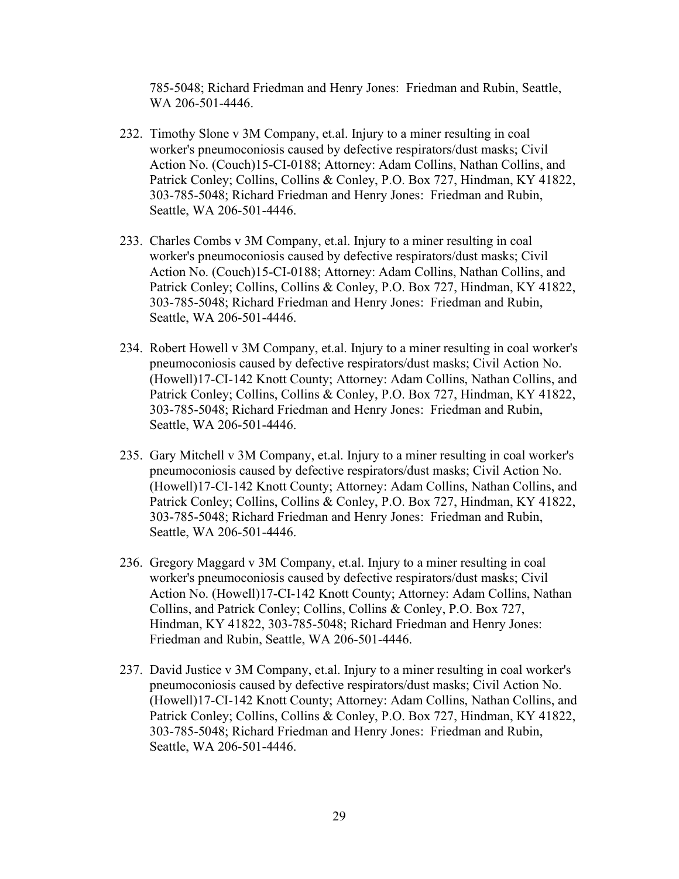785-5048; Richard Friedman and Henry Jones: Friedman and Rubin, Seattle, WA 206-501-4446.

232. Timothy Slone v 3M Company, et.al. Injury to a miner resulting in coal worker's pneumoconiosis caused by defective respirators/dust masks; Civil Action No. (Couch)15-CI-0188; Attorney: Adam Collins, Nathan Collins, and Patrick Conley; Collins, Collins & Conley, P.O. Box 727, Hindman, KY 41822, 303-785-5048; Richard Friedman and Henry Jones: Friedman and Rubin, Seattle, WA 206-501-4446.

233. Charles Combs v 3M Company, et.al. Injury to a miner resulting in coal worker's pneumoconiosis caused by defective respirators/dust masks; Civil Action No. (Couch)15-CI-0188; Attorney: Adam Collins, Nathan Collins, and Patrick Conley; Collins, Collins & Conley, P.O. Box 727, Hindman, KY 41822, 303-785-5048; Richard Friedman and Henry Jones: Friedman and Rubin, Seattle, WA 206-501-4446.

234. Robert Howell v 3M Company, et.al. Injury to a miner resulting in coal worker's pneumoconiosis caused by defective respirators/dust masks; Civil Action No. (Howell)17-CI-142 Knott County; Attorney: Adam Collins, Nathan Collins, and Patrick Conley; Collins, Collins & Conley, P.O. Box 727, Hindman, KY 41822, 303-785-5048; Richard Friedman and Henry Jones: Friedman and Rubin, Seattle, WA 206-501-4446.

235. Gary Mitchell v 3M Company, et.al. Injury to a miner resulting in coal worker's pneumoconiosis caused by defective respirators/dust masks; Civil Action No. (Howell)17-CI-142 Knott County; Attorney: Adam Collins, Nathan Collins, and Patrick Conley; Collins, Collins & Conley, P.O. Box 727, Hindman, KY 41822, 303-785-5048; Richard Friedman and Henry Jones: Friedman and Rubin, Seattle, WA 206-501-4446.

236. Gregory Maggard v 3M Company, et.al. Injury to a miner resulting in coal worker's pneumoconiosis caused by defective respirators/dust masks; Civil Action No. (Howell)17-CI-142 Knott County; Attorney: Adam Collins, Nathan Collins, and Patrick Conley; Collins, Collins & Conley, P.O. Box 727, Hindman, KY 41822, 303-785-5048; Richard Friedman and Henry Jones: Friedman and Rubin, Seattle, WA 206-501-4446.

237. David Justice v 3M Company, et.al. Injury to a miner resulting in coal worker's pneumoconiosis caused by defective respirators/dust masks; Civil Action No. (Howell)17-CI-142 Knott County; Attorney: Adam Collins, Nathan Collins, and Patrick Conley; Collins, Collins & Conley, P.O. Box 727, Hindman, KY 41822, 303-785-5048; Richard Friedman and Henry Jones: Friedman and Rubin, Seattle, WA 206-501-4446.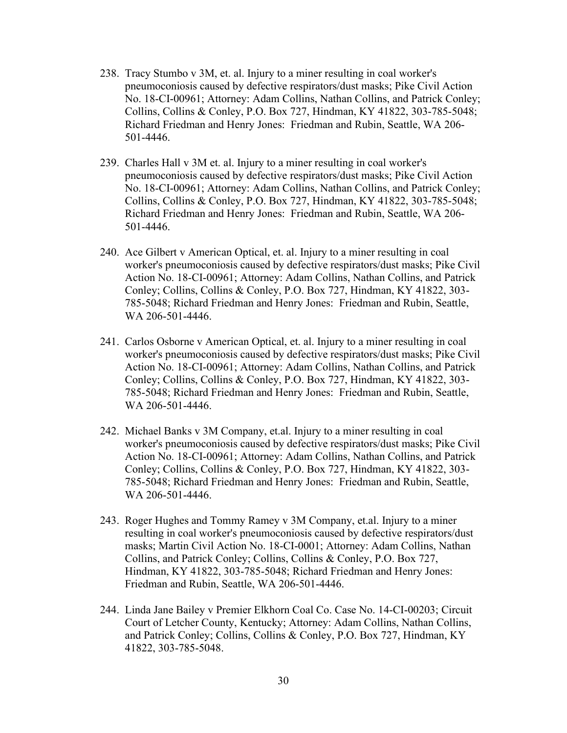238. Tracy Stumbo v 3M, et. al. Injury to a miner resulting in coal worker's pneumoconiosis caused by defective respirators/dust masks; Pike Civil Action No. 18-CI-00961; Attorney: Adam Collins, Nathan Collins, and Patrick Conley; Collins, Collins & Conley, P.O. Box 727, Hindman, KY 41822, 303-785-5048; Richard Friedman and Henry Jones: Friedman and Rubin, Seattle, WA 206-501-4446.

239. Charles Hall v 3M et. al. Injury to a miner resulting in coal worker's pneumoconiosis caused by defective respirators/dust masks; Pike Civil Action No. 18-CI-00961; Attorney: Adam Collins, Nathan Collins, and Patrick Conley; Collins, Collins & Conley, P.O. Box 727, Hindman, KY 41822, 303-785-5048; Richard Friedman and Henry Jones: Friedman and Rubin, Seattle, WA 206-501-4446.

240. Ace Gilbert v American Optical, et. al. Injury to a miner resulting in coal worker's pneumoconiosis caused by defective respirators/dust masks; Pike Civil Action No. 18-CI-00961; Attorney: Adam Collins, Nathan Collins, and Patrick Conley; Collins, Collins & Conley, P.O. Box 727, Hindman, KY 41822, 303-785-5048; Richard Friedman and Henry Jones: Friedman and Rubin, Seattle, WA 206-501-4446.

241. Carlos Osborne v American Optical, et. al. Injury to a miner resulting in coal worker's pneumoconiosis caused by defective respirators/dust masks; Pike Civil Action No. 18-CI-00961; Attorney: Adam Collins, Nathan Collins, and Patrick Conley; Collins, Collins & Conley, P.O. Box 727, Hindman, KY 41822, 303-785-5048; Richard Friedman and Henry Jones: Friedman and Rubin, Seattle, WA 206-501-4446.

242. Michael Banks v 3M Company, et.al. Injury to a miner resulting in coal worker's pneumoconiosis caused by defective respirators/dust masks; Pike Civil Action No. 18-CI-00961; Attorney: Adam Collins, Nathan Collins, and Patrick Conley; Collins, Collins & Conley, P.O. Box 727, Hindman, KY 41822, 303-785-5048; Richard Friedman and Henry Jones: Friedman and Rubin, Seattle, WA 206-501-4446.

243. Roger Hughes and Tommy Ramey v 3M Company, et.al. Injury to a miner resulting in coal worker's pneumoconiosis caused by defective respirators/dust masks; Martin Civil Action No. 18-CI-0001; Attorney: Adam Collins, Nathan Collins, and Patrick Conley; Collins, Collins & Conley, P.O. Box 727, Hindman, KY 41822, 303-785-5048; Richard Friedman and Henry Jones: Friedman and Rubin, Seattle, WA 206-501-4446.

244. Linda Jane Bailey v Premier Elkhorn Coal Co. Case No. 14-CI-00203; Circuit Court of Letcher County, Kentucky; Attorney: Adam Collins, Nathan Collins, and Patrick Conley; Collins, Collins & Conley, P.O. Box 727, Hindman, KY 41822, 303-785-5048.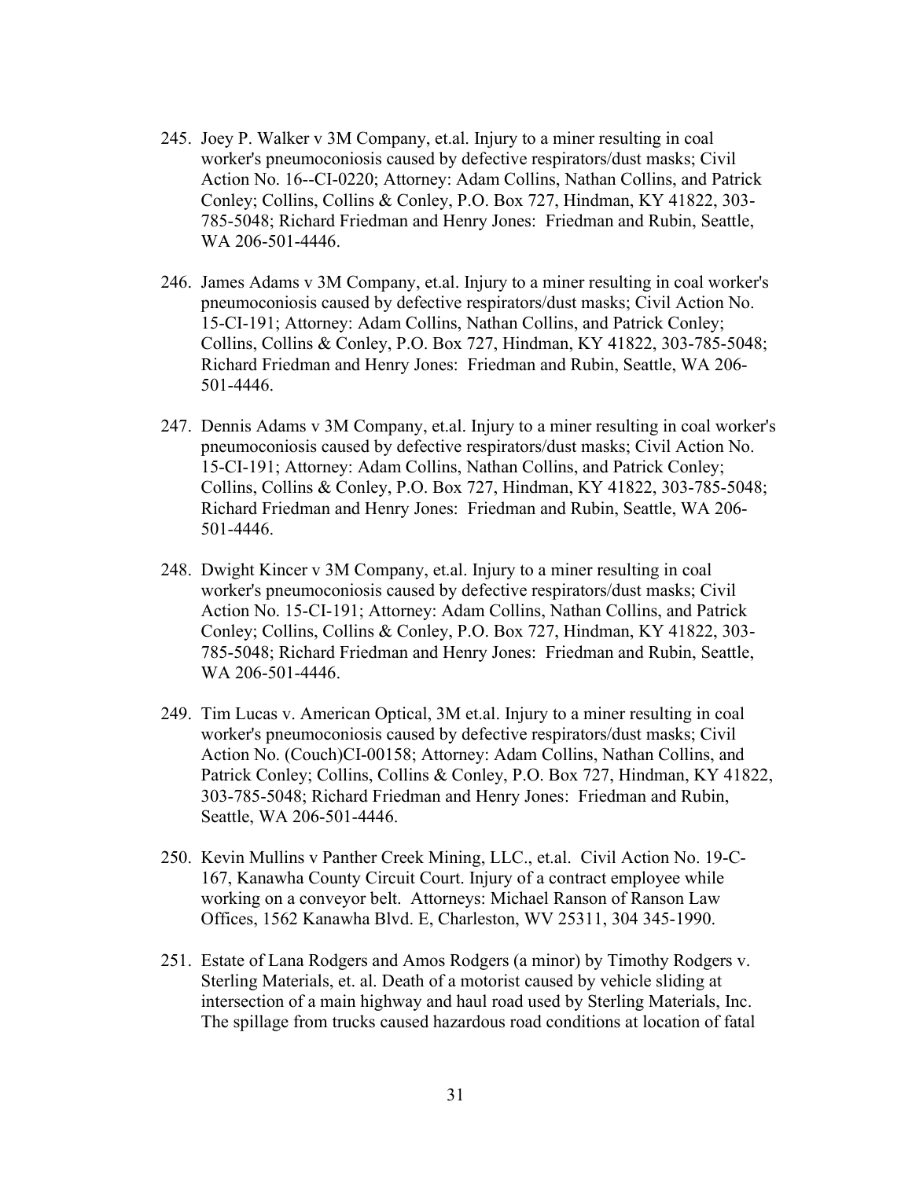245. Joey P. Walker v 3M Company, et.al. Injury to a miner resulting in coal worker's pneumoconiosis caused by defective respirators/dust masks; Civil Action No. 16--CI-0220; Attorney: Adam Collins, Nathan Collins, and Patrick Conley; Collins, Collins & Conley, P.O. Box 727, Hindman, KY 41822, 303-785-5048; Richard Friedman and Henry Jones: Friedman and Rubin, Seattle, WA 206-501-4446.

246. James Adams v 3M Company, et.al. Injury to a miner resulting in coal worker's pneumoconiosis caused by defective respirators/dust masks; Civil Action No. 15-CI-191; Attorney: Adam Collins, Nathan Collins, and Patrick Conley; Collins, Collins & Conley, P.O. Box 727, Hindman, KY 41822, 303-785-5048; Richard Friedman and Henry Jones: Friedman and Rubin, Seattle, WA 206-501-4446.

247. Dennis Adams v 3M Company, et.al. Injury to a miner resulting in coal worker's pneumoconiosis caused by defective respirators/dust masks; Civil Action No. 15-CI-191; Attorney: Adam Collins, Nathan Collins, and Patrick Conley; Collins, Collins & Conley, P.O. Box 727, Hindman, KY 41822, 303-785-5048; Richard Friedman and Henry Jones: Friedman and Rubin, Seattle, WA 206-501-4446.

248. Dwight Kincer v 3M Company, et.al. Injury to a miner resulting in coal worker's pneumoconiosis caused by defective respirators/dust masks; Civil Action No. 15-CI-191; Attorney: Adam Collins, Nathan Collins, and Patrick Conley; Collins, Collins & Conley, P.O. Box 727, Hindman, KY 41822, 303-785-5048; Richard Friedman and Henry Jones: Friedman and Rubin, Seattle, WA 206-501-4446.

249. Tim Lucas v. American Optical, 3M et.al. Injury to a miner resulting in coal worker's pneumoconiosis caused by defective respirators/dust masks; Civil Action No. (Couch)CI-00158; Attorney: Adam Collins, Nathan Collins, and Patrick Conley; Collins, Collins & Conley, P.O. Box 727, Hindman, KY 41822, 303-785-5048; Richard Friedman and Henry Jones: Friedman and Rubin, Seattle, WA 206-501-4446.

250. Kevin Mullins v Panther Creek Mining, LLC., et.al. Civil Action No. 19-C-167, Kanawha County Circuit Court. Injury of a contract employee while working on a conveyor belt. Attorneys: Michael Ranson of Ranson Law Offices, 1562 Kanawha Blvd. E, Charleston, WV 25311, 304 345-1990.

251. Estate of Lana Rodgers and Amos Rodgers (a minor) by Timothy Rodgers v. Sterling Materials, et. al. Death of a motorist caused by vehicle sliding at intersection of a main highway and haul road used by Sterling Materials, Inc. The spillage from trucks caused hazardous road conditions at location of fatal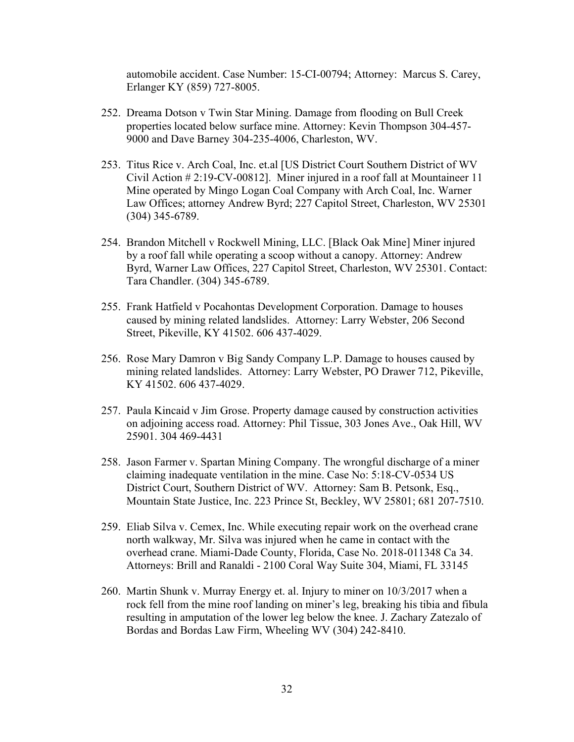automobile accident. Case Number: 15-CI-00794; Attorney: Marcus S. Carey, Erlanger KY (859) 727-8005.

252. Dreama Dotson v Twin Star Mining. Damage from flooding on Bull Creek properties located below surface mine. Attorney: Kevin Thompson 304-457-9000 and Dave Barney 304-235-4006, Charleston, WV.

253. Titus Rice v. Arch Coal, Inc. et.al [US District Court Southern District of WV Civil Action # 2:19-CV-00812]. Miner injured in a roof fall at Mountaineer 11 Mine operated by Mingo Logan Coal Company with Arch Coal, Inc. Warner Law Offices; attorney Andrew Byrd; 227 Capitol Street, Charleston, WV 25301 (304) 345-6789.

254. Brandon Mitchell v Rockwell Mining, LLC. [Black Oak Mine] Miner injured by a roof fall while operating a scoop without a canopy. Attorney: Andrew Byrd, Warner Law Offices, 227 Capitol Street, Charleston, WV 25301. Contact: Tara Chandler. (304) 345-6789.

255. Frank Hatfield v Pocahontas Development Corporation. Damage to houses caused by mining related landslides. Attorney: Larry Webster, 206 Second Street, Pikeville, KY 41502. 606 437-4029.

256. Rose Mary Damron v Big Sandy Company L.P. Damage to houses caused by mining related landslides. Attorney: Larry Webster, PO Drawer 712, Pikeville, KY 41502. 606 437-4029.

257. Paula Kincaid v Jim Grose. Property damage caused by construction activities on adjoining access road. Attorney: Phil Tissue, 303 Jones Ave., Oak Hill, WV 25901. 304 469-4431

258. Jason Farmer v. Spartan Mining Company. The wrongful discharge of a miner claiming inadequate ventilation in the mine. Case No: 5:18-CV-0534 US District Court, Southern District of WV. Attorney: Sam B. Petsonk, Esq., Mountain State Justice, Inc. 223 Prince St, Beckley, WV 25801; 681 207-7510.

259. Eliab Silva v. Cemex, Inc. While executing repair work on the overhead crane north walkway, Mr. Silva was injured when he came in contact with the overhead crane. Miami-Dade County, Florida, Case No. 2018-011348 Ca 34. Attorneys: Brill and Ranaldi - 2100 Coral Way Suite 304, Miami, FL 33145

260. Martin Shunk v. Murray Energy et. al. Injury to miner on 10/3/2017 when a rock fell from the mine roof landing on miner's leg, breaking his tibia and fibula resulting in amputation of the lower leg below the knee. J. Zachary Zatezalo of Bordas and Bordas Law Firm, Wheeling WV (304) 242-8410.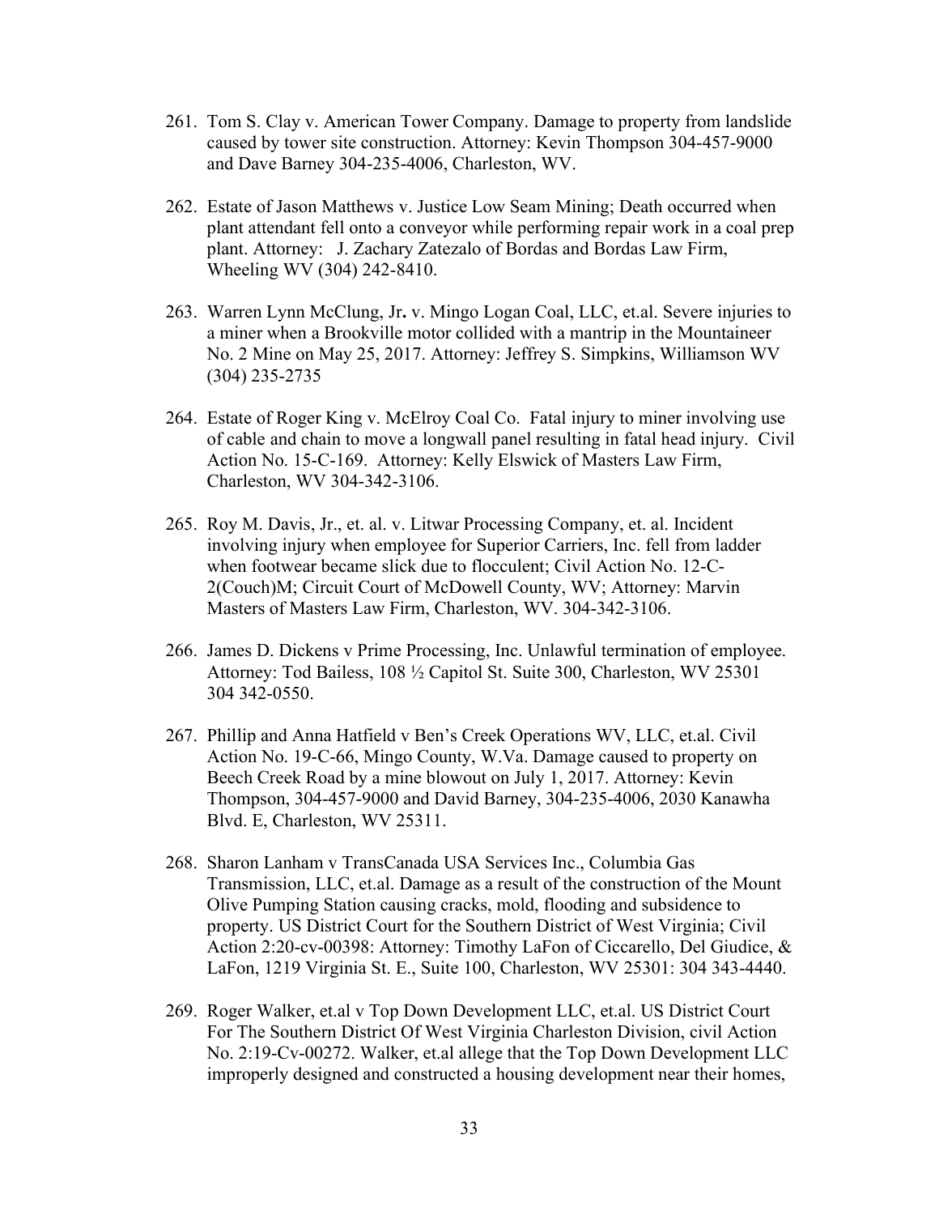261. Tom S. Clay v. American Tower Company. Damage to property from landslide caused by tower site construction. Attorney: Kevin Thompson 304-457-9000 and Dave Barney 304-235-4006, Charleston, WV.

262. Estate of Jason Matthews v. Justice Low Seam Mining; Death occurred when plant attendant fell onto a conveyor while performing repair work in a coal prep plant. Attorney: J. Zachary Zatezalo of Bordas and Bordas Law Firm, Wheeling WV (304) 242-8410.

263. Warren Lynn McClung, Jr**.** v. Mingo Logan Coal, LLC, et.al. Severe injuries to a miner when a Brookville motor collided with a mantrip in the Mountaineer No. 2 Mine on May 25, 2017. Attorney: Jeffrey S. Simpkins, Williamson WV (304) 235-2735

264. Estate of Roger King v. McElroy Coal Co. Fatal injury to miner involving use of cable and chain to move a longwall panel resulting in fatal head injury. Civil Action No. 15-C-169. Attorney: Kelly Elswick of Masters Law Firm, Charleston, WV 304-342-3106.

265. Roy M. Davis, Jr., et. al. v. Litwar Processing Company, et. al. Incident involving injury when employee for Superior Carriers, Inc. fell from ladder when footwear became slick due to flocculent; Civil Action No. 12-C-2(Couch)M; Circuit Court of McDowell County, WV; Attorney: Marvin Masters of Masters Law Firm, Charleston, WV. 304-342-3106.

266. James D. Dickens v Prime Processing, Inc. Unlawful termination of employee. Attorney: Tod Bailess, 108 ½ Capitol St. Suite 300, Charleston, WV 25301 304 342-0550.

267. Phillip and Anna Hatfield v Ben's Creek Operations WV, LLC, et.al. Civil Action No. 19-C-66, Mingo County, W.Va. Damage caused to property on Beech Creek Road by a mine blowout on July 1, 2017. Attorney: Kevin Thompson, 304-457-9000 and David Barney, 304-235-4006, 2030 Kanawha Blvd. E, Charleston, WV 25311.

268. Sharon Lanham v TransCanada USA Services Inc., Columbia Gas Transmission, LLC, et.al. Damage as a result of the construction of the Mount Olive Pumping Station causing cracks, mold, flooding and subsidence to property. US District Court for the Southern District of West Virginia; Civil Action 2:20-cv-00398: Attorney: Timothy LaFon of Ciccarello, Del Giudice, & LaFon, 1219 Virginia St. E., Suite 100, Charleston, WV 25301: 304 343-4440.

269. Roger Walker, et.al v Top Down Development LLC, et.al. US District Court For The Southern District Of West Virginia Charleston Division, civil Action No. 2:19-Cv-00272. Walker, et.al allege that the Top Down Development LLC improperly designed and constructed a housing development near their homes,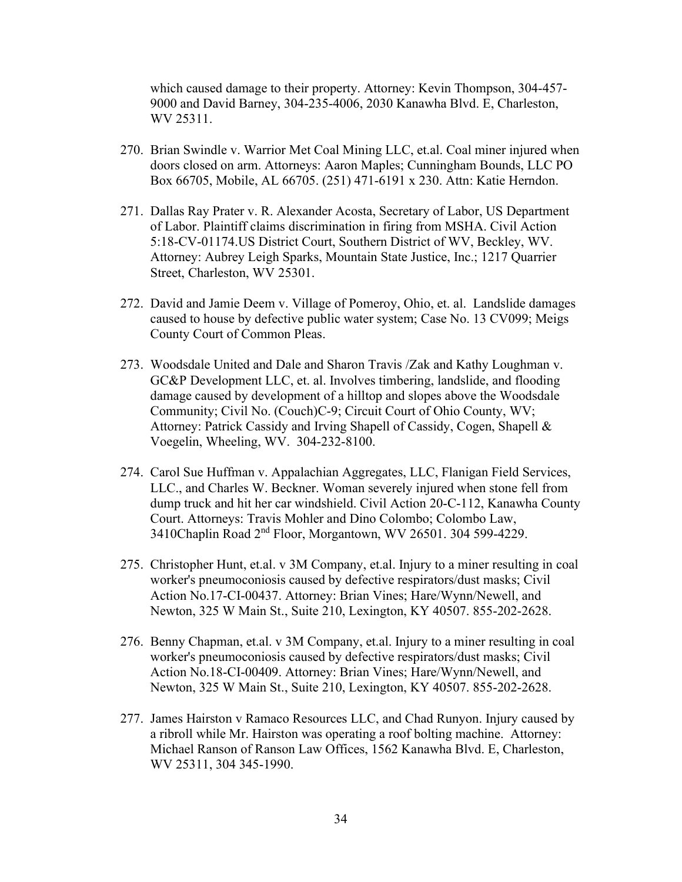which caused damage to their property. Attorney: Kevin Thompson, 304-457-9000 and David Barney, 304-235-4006, 2030 Kanawha Blvd. E, Charleston, WV 25311.

270. Brian Swindle v. Warrior Met Coal Mining LLC, et.al. Coal miner injured when doors closed on arm. Attorneys: Aaron Maples; Cunningham Bounds, LLC PO Box 66705, Mobile, AL 66705. (251) 471-6191 x 230. Attn: Katie Herndon.

271. Dallas Ray Prater v. R. Alexander Acosta, Secretary of Labor, US Department of Labor. Plaintiff claims discrimination in firing from MSHA. Civil Action 5:18-CV-01174.US District Court, Southern District of WV, Beckley, WV. Attorney: Aubrey Leigh Sparks, Mountain State Justice, Inc.; 1217 Quarrier Street, Charleston, WV 25301.

272. David and Jamie Deem v. Village of Pomeroy, Ohio, et. al. Landslide damages caused to house by defective public water system; Case No. 13 CV099; Meigs County Court of Common Pleas.

273. Woodsdale United and Dale and Sharon Travis /Zak and Kathy Loughman v. GC&P Development LLC, et. al. Involves timbering, landslide, and flooding damage caused by development of a hilltop and slopes above the Woodsdale Community; Civil No. (Couch)C-9; Circuit Court of Ohio County, WV; Attorney: Patrick Cassidy and Irving Shapell of Cassidy, Cogen, Shapell & Voegelin, Wheeling, WV. 304-232-8100.

274. Carol Sue Huffman v. Appalachian Aggregates, LLC, Flanigan Field Services, LLC., and Charles W. Beckner. Woman severely injured when stone fell from dump truck and hit her car windshield. Civil Action 20-C-112, Kanawha County Court. Attorneys: Travis Mohler and Dino Colombo; Colombo Law, 3410Chaplin Road 2nd Floor, Morgantown, WV 26501. 304 599-4229.

275. Christopher Hunt, et.al. v 3M Company, et.al. Injury to a miner resulting in coal worker's pneumoconiosis caused by defective respirators/dust masks; Civil Action No.17-CI-00437. Attorney: Brian Vines; Hare/Wynn/Newell, and Newton, 325 W Main St., Suite 210, Lexington, KY 40507. 855-202-2628.

276. Benny Chapman, et.al. v 3M Company, et.al. Injury to a miner resulting in coal worker's pneumoconiosis caused by defective respirators/dust masks; Civil Action No.18-CI-00409. Attorney: Brian Vines; Hare/Wynn/Newell, and Newton, 325 W Main St., Suite 210, Lexington, KY 40507. 855-202-2628.

277. James Hairston v Ramaco Resources LLC, and Chad Runyon. Injury caused by a ribroll while Mr. Hairston was operating a roof bolting machine. Attorney: Michael Ranson of Ranson Law Offices, 1562 Kanawha Blvd. E, Charleston, WV 25311, 304 345-1990.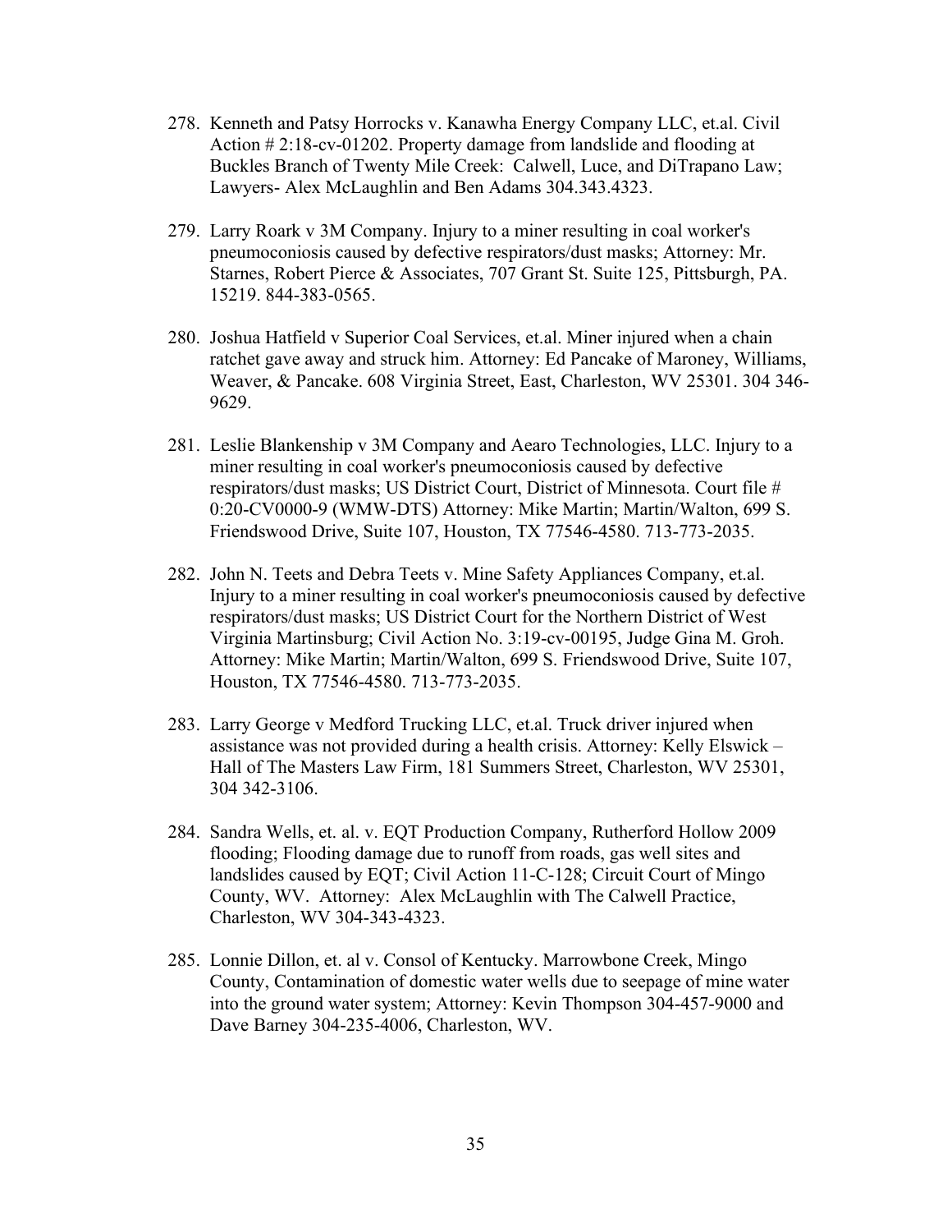278. Kenneth and Patsy Horrocks v. Kanawha Energy Company LLC, et.al. Civil Action # 2:18-cv-01202. Property damage from landslide and flooding at Buckles Branch of Twenty Mile Creek: Calwell, Luce, and DiTrapano Law; Lawyers- Alex McLaughlin and Ben Adams 304.343.4323.

279. Larry Roark v 3M Company. Injury to a miner resulting in coal worker's pneumoconiosis caused by defective respirators/dust masks; Attorney: Mr. Starnes, Robert Pierce & Associates, 707 Grant St. Suite 125, Pittsburgh, PA. 15219. 844-383-0565.

280. Joshua Hatfield v Superior Coal Services, et.al. Miner injured when a chain ratchet gave away and struck him. Attorney: Ed Pancake of Maroney, Williams, Weaver, & Pancake. 608 Virginia Street, East, Charleston, WV 25301. 304 346-9629.

281. Leslie Blankenship v 3M Company and Aearo Technologies, LLC. Injury to a miner resulting in coal worker's pneumoconiosis caused by defective respirators/dust masks; US District Court, District of Minnesota. Court file # 0:20-CV0000-9 (WMW-DTS) Attorney: Mike Martin; Martin/Walton, 699 S. Friendswood Drive, Suite 107, Houston, TX 77546-4580. 713-773-2035.

282. John N. Teets and Debra Teets v. Mine Safety Appliances Company, et.al. Injury to a miner resulting in coal worker's pneumoconiosis caused by defective respirators/dust masks; US District Court for the Northern District of West Virginia Martinsburg; Civil Action No. 3:19-cv-00195, Judge Gina M. Groh. Attorney: Mike Martin; Martin/Walton, 699 S. Friendswood Drive, Suite 107, Houston, TX 77546-4580. 713-773-2035.

283. Larry George v Medford Trucking LLC, et.al. Truck driver injured when assistance was not provided during a health crisis. Attorney: Kelly Elswick – Hall of The Masters Law Firm, 181 Summers Street, Charleston, WV 25301, 304 342-3106.

284. Sandra Wells, et. al. v. EQT Production Company, Rutherford Hollow 2009 flooding; Flooding damage due to runoff from roads, gas well sites and landslides caused by EQT; Civil Action 11-C-128; Circuit Court of Mingo County, WV. Attorney: Alex McLaughlin with The Calwell Practice, Charleston, WV 304-343-4323.

285. Lonnie Dillon, et. al v. Consol of Kentucky. Marrowbone Creek, Mingo County, Contamination of domestic water wells due to seepage of mine water into the ground water system; Attorney: Kevin Thompson 304-457-9000 and Dave Barney 304-235-4006, Charleston, WV.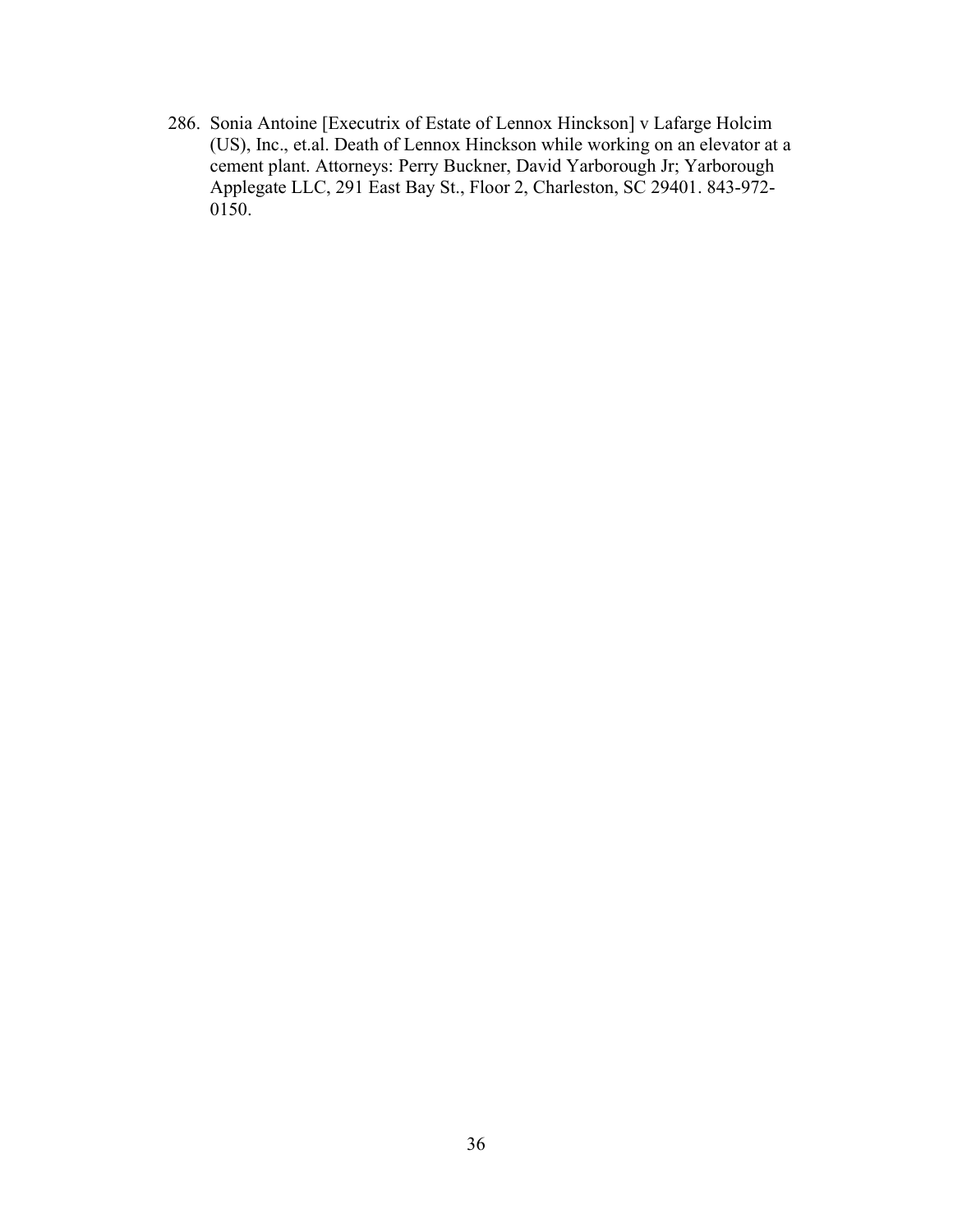286. Sonia Antoine [Executrix of Estate of Lennox Hinckson] v Lafarge Holcim (US), Inc., et.al. Death of Lennox Hinckson while working on an elevator at a cement plant. Attorneys: Perry Buckner, David Yarborough Jr; Yarborough Applegate LLC, 291 East Bay St., Floor 2, Charleston, SC 29401. 843-972-0150.